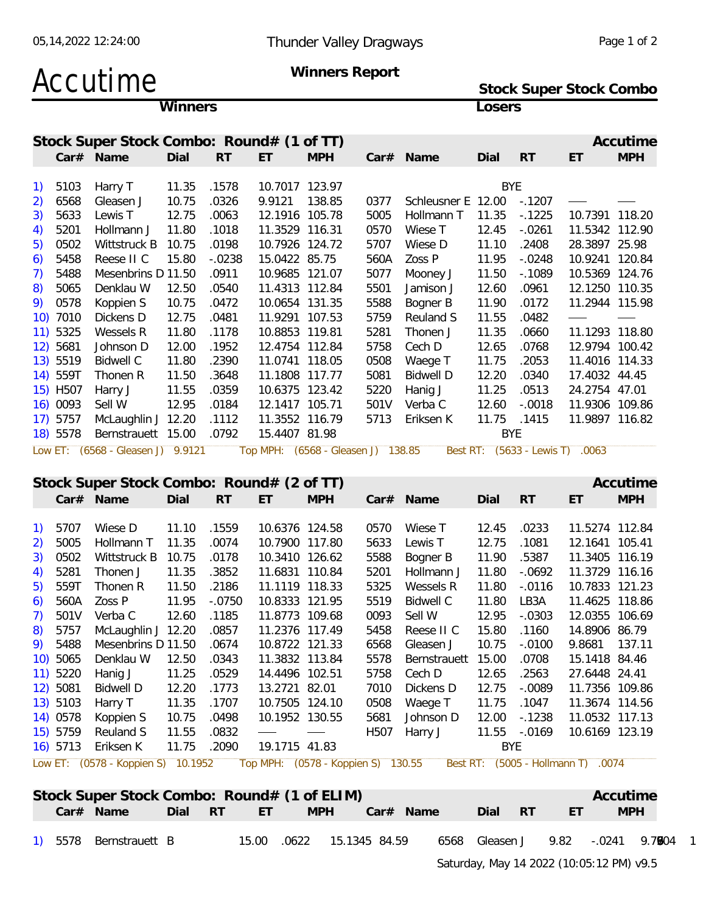Thunder Valley Dragways

# Accutime

**Winners Report**

**Stock Super Stock Combo**

| Winners | | | | | | | Losers | | | | | |
|---|---|---|---|---|---|---|---|---|---|---|---|---|

## Stock Super Stock Combo: Round# (1 of TT)

| | Car# | Name | Dial | RT | ET | MPH | Car# | Name | Dial | RT | ET | MPH |
|---|---|---|---|---|---|---|---|---|---|---|---|---|
| 1) | 5103 | Harry T | 11.35 | .1578 | 10.7017 | 123.97 | | | | BYE | | |
| 2) | 6568 | Gleasen J | 10.75 | .0326 | 9.9121 | 138.85 | 0377 | Schleusner E | 12.00 | -.1207 | ___ | ___ |
| 3) | 5633 | Lewis T | 12.75 | .0063 | 12.1916 | 105.78 | 5005 | Hollmann T | 11.35 | -.1225 | 10.7391 | 118.20 |
| 4) | 5201 | Hollmann J | 11.80 | .1018 | 11.3529 | 116.31 | 0570 | Wiese T | 12.45 | -.0261 | 11.5342 | 112.90 |
| 5) | 0502 | Wittstruck B | 10.75 | .0198 | 10.7926 | 124.72 | 5707 | Wiese D | 11.10 | .2408 | 28.3897 | 25.98 |
| 6) | 5458 | Reese II C | 15.80 | -.0238 | 15.0422 | 85.75 | 560A | Zoss P | 11.95 | -.0248 | 10.9241 | 120.84 |
| 7) | 5488 | Mesenbrins D | 11.50 | .0911 | 10.9685 | 121.07 | 5077 | Mooney J | 11.50 | -.1089 | 10.5369 | 124.76 |
| 8) | 5065 | Denklau W | 12.50 | .0540 | 11.4313 | 112.84 | 5501 | Jamison J | 12.60 | .0961 | 12.1250 | 110.35 |
| 9) | 0578 | Koppien S | 10.75 | .0472 | 10.0654 | 131.35 | 5588 | Bogner B | 11.90 | .0172 | 11.2944 | 115.98 |
| 10) | 7010 | Dickens D | 12.75 | .0481 | 11.9291 | 107.53 | 5759 | Reuland S | 11.55 | .0482 | ___ | ___ |
| 11) | 5325 | Wessels R | 11.80 | .1178 | 10.8853 | 119.81 | 5281 | Thonen J | 11.35 | .0660 | 11.1293 | 118.80 |
| 12) | 5681 | Johnson D | 12.00 | .1952 | 12.4754 | 112.84 | 5758 | Cech D | 12.65 | .0768 | 12.9794 | 100.42 |
| 13) | 5519 | Bidwell C | 11.80 | .2390 | 11.0741 | 118.05 | 0508 | Waege T | 11.75 | .2053 | 11.4016 | 114.33 |
| 14) | 559T | Thonen R | 11.50 | .3648 | 11.1808 | 117.77 | 5081 | Bidwell D | 12.20 | .0340 | 17.4032 | 44.45 |
| 15) | H507 | Harry J | 11.55 | .0359 | 10.6375 | 123.42 | 5220 | Hanig J | 11.25 | .0513 | 24.2754 | 47.01 |
| 16) | 0093 | Sell W | 12.95 | .0184 | 12.1417 | 105.71 | 501V | Verba C | 12.60 | -.0018 | 11.9306 | 109.86 |
| 17) | 5757 | McLaughlin J | 12.20 | .1112 | 11.3552 | 116.79 | 5713 | Eriksen K | 11.75 | .1415 | 11.9897 | 116.82 |
| 18) | 5578 | Bernstrauett | 15.00 | .0792 | 15.4407 | 81.98 | | | | BYE | | |

Low ET: (6568 - Gleasen J) 9.9121 Top MPH: (6568 - Gleasen J) 138.85 Best RT: (5633 - Lewis T) .0063

## Stock Super Stock Combo: Round# (2 of TT)

| | Car# | Name | Dial | RT | ET | MPH | Car# | Name | Dial | RT | ET | MPH |
|---|---|---|---|---|---|---|---|---|---|---|---|---|
| 1) | 5707 | Wiese D | 11.10 | .1559 | 10.6376 | 124.58 | 0570 | Wiese T | 12.45 | .0233 | 11.5274 | 112.84 |
| 2) | 5005 | Hollmann T | 11.35 | .0074 | 10.7900 | 117.80 | 5633 | Lewis T | 12.75 | .1081 | 12.1641 | 105.41 |
| 3) | 0502 | Wittstruck B | 10.75 | .0178 | 10.3410 | 126.62 | 5588 | Bogner B | 11.90 | .5387 | 11.3405 | 116.19 |
| 4) | 5281 | Thonen J | 11.35 | .3852 | 11.6831 | 110.84 | 5201 | Hollmann J | 11.80 | -.0692 | 11.3729 | 116.16 |
| 5) | 559T | Thonen R | 11.50 | .2186 | 11.1119 | 118.33 | 5325 | Wessels R | 11.80 | -.0116 | 10.7833 | 121.23 |
| 6) | 560A | Zoss P | 11.95 | -.0750 | 10.8333 | 121.95 | 5519 | Bidwell C | 11.80 | LB3A | 11.4625 | 118.86 |
| 7) | 501V | Verba C | 12.60 | .1185 | 11.8773 | 109.68 | 0093 | Sell W | 12.95 | -.0303 | 12.0355 | 106.69 |
| 8) | 5757 | McLaughlin J | 12.20 | .0857 | 11.2376 | 117.49 | 5458 | Reese II C | 15.80 | .1160 | 14.8906 | 86.79 |
| 9) | 5488 | Mesenbrins D | 11.50 | .0674 | 10.8722 | 121.33 | 6568 | Gleasen J | 10.75 | -.0100 | 9.8681 | 137.11 |
| 10) | 5065 | Denklau W | 12.50 | .0343 | 11.3832 | 113.84 | 5578 | Bernstrauett | 15.00 | .0708 | 15.1418 | 84.46 |
| 11) | 5220 | Hanig J | 11.25 | .0529 | 14.4496 | 102.51 | 5758 | Cech D | 12.65 | .2563 | 27.6448 | 24.41 |
| 12) | 5081 | Bidwell D | 12.20 | .1773 | 13.2721 | 82.01 | 7010 | Dickens D | 12.75 | -.0089 | 11.7356 | 109.86 |
| 13) | 5103 | Harry T | 11.35 | .1707 | 10.7505 | 124.10 | 0508 | Waege T | 11.75 | .1047 | 11.3674 | 114.56 |
| 14) | 0578 | Koppien S | 10.75 | .0498 | 10.1952 | 130.55 | 5681 | Johnson D | 12.00 | -.1238 | 11.0532 | 117.13 |
| 15) | 5759 | Reuland S | 11.55 | .0832 | ___ | ___ | H507 | Harry J | 11.55 | -.0169 | 10.6169 | 123.19 |
| 16) | 5713 | Eriksen K | 11.75 | .2090 | 19.1715 | 41.83 | | | | BYE | | |

Low ET: (0578 - Koppien S) 10.1952 Top MPH: (0578 - Koppien S) 130.55 Best RT: (5005 - Hollmann T) .0074

## Stock Super Stock Combo: Round# (1 of ELIM)

| | Car# | Name | Dial | RT | ET | MPH | Car# | Name | Dial | RT | ET | MPH |
|---|---|---|---|---|---|---|---|---|---|---|---|---|
| 1) | 5578 | Bernstrauett B | 15.00 | .0622 | 15.1345 | 84.59 | 6568 | Gleasen J | 9.82 | -.0241 | 9.7604 | 1 |

Saturday, May 14 2022 (10:05:12 PM) v9.5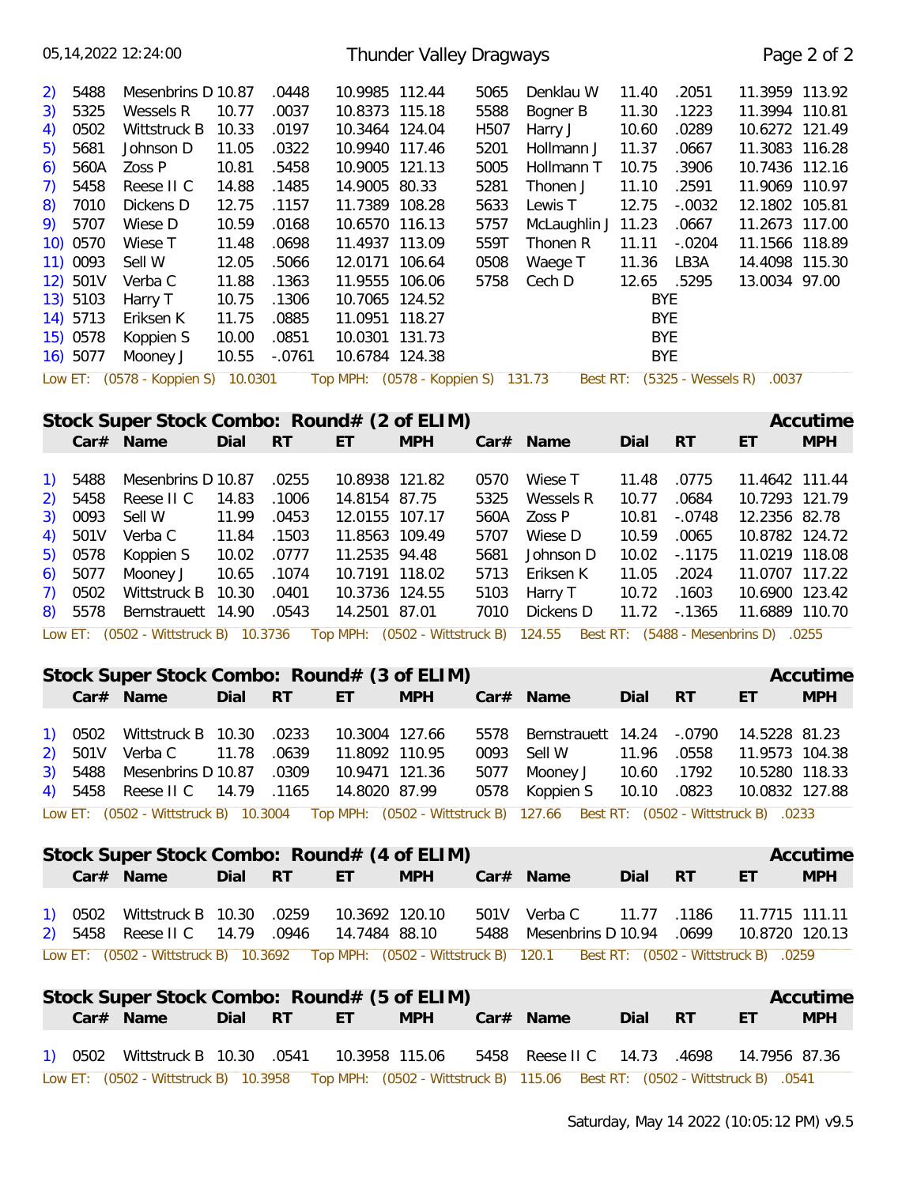| | Car# | Name | Dial | RT | ET | MPH | Car# | Name | Dial | RT | ET | MPH |
|---|---|---|---|---|---|---|---|---|---|---|---|---|
| 2) | 5488 | Mesenbrins D | 10.87 | .0448 | 10.9985 | 112.44 | 5065 | Denklau W | 11.40 | .2051 | 11.3959 | 113.92 |
| 3) | 5325 | Wessels R | 10.77 | .0037 | 10.8373 | 115.18 | 5588 | Bogner B | 11.30 | .1223 | 11.3994 | 110.81 |
| 4) | 0502 | Wittstruck B | 10.33 | .0197 | 10.3464 | 124.04 | H507 | Harry J | 10.60 | .0289 | 10.6272 | 121.49 |
| 5) | 5681 | Johnson D | 11.05 | .0322 | 10.9940 | 117.46 | 5201 | Hollmann J | 11.37 | .0667 | 11.3083 | 116.28 |
| 6) | 560A | Zoss P | 10.81 | .5458 | 10.9005 | 121.13 | 5005 | Hollmann T | 10.75 | .3906 | 10.7436 | 112.16 |
| 7) | 5458 | Reese II C | 14.88 | .1485 | 14.9005 | 80.33 | 5281 | Thonen J | 11.10 | .2591 | 11.9069 | 110.97 |
| 8) | 7010 | Dickens D | 12.75 | .1157 | 11.7389 | 108.28 | 5633 | Lewis T | 12.75 | -.0032 | 12.1802 | 105.81 |
| 9) | 5707 | Wiese D | 10.59 | .0168 | 10.6570 | 116.13 | 5757 | McLaughlin J | 11.23 | .0667 | 11.2673 | 117.00 |
| 10) | 0570 | Wiese T | 11.48 | .0698 | 11.4937 | 113.09 | 559T | Thonen R | 11.11 | -.0204 | 11.1566 | 118.89 |
| 11) | 0093 | Sell W | 12.05 | .5066 | 12.0171 | 106.64 | 0508 | Waege T | 11.36 | LB3A | 14.4098 | 115.30 |
| 12) | 501V | Verba C | 11.88 | .1363 | 11.9555 | 106.06 | 5758 | Cech D | 12.65 | .5295 | 13.0034 | 97.00 |
| 13) | 5103 | Harry T | 10.75 | .1306 | 10.7065 | 124.52 | | | | BYE | | |
| 14) | 5713 | Eriksen K | 11.75 | .0885 | 11.0951 | 118.27 | | | | BYE | | |
| 15) | 0578 | Koppien S | 10.00 | .0851 | 10.0301 | 131.73 | | | | BYE | | |
| 16) | 5077 | Mooney J | 10.55 | -.0761 | 10.6784 | 124.38 | | | | BYE | | |

Low ET: (0578 - Koppien S) 10.0301 Top MPH: (0578 - Koppien S) 131.73 Best RT: (5325 - Wessels R) .0037

## Stock Super Stock Combo: Round# (2 of ELIM) — Accutime

| | Car# | Name | Dial | RT | ET | MPH | Car# | Name | Dial | RT | ET | MPH |
|---|---|---|---|---|---|---|---|---|---|---|---|---|
| 1) | 5488 | Mesenbrins D | 10.87 | .0255 | 10.8938 | 121.82 | 0570 | Wiese T | 11.48 | .0775 | 11.4642 | 111.44 |
| 2) | 5458 | Reese II C | 14.83 | .1006 | 14.8154 | 87.75 | 5325 | Wessels R | 10.77 | .0684 | 10.7293 | 121.79 |
| 3) | 0093 | Sell W | 11.99 | .0453 | 12.0155 | 107.17 | 560A | Zoss P | 10.81 | -.0748 | 12.2356 | 82.78 |
| 4) | 501V | Verba C | 11.84 | .1503 | 11.8563 | 109.49 | 5707 | Wiese D | 10.59 | .0065 | 10.8782 | 124.72 |
| 5) | 0578 | Koppien S | 10.02 | .0777 | 11.2535 | 94.48 | 5681 | Johnson D | 10.02 | -.1175 | 11.0219 | 118.08 |
| 6) | 5077 | Mooney J | 10.65 | .1074 | 10.7191 | 118.02 | 5713 | Eriksen K | 11.05 | .2024 | 11.0707 | 117.22 |
| 7) | 0502 | Wittstruck B | 10.30 | .0401 | 10.3736 | 124.55 | 5103 | Harry T | 10.72 | .1603 | 10.6900 | 123.42 |
| 8) | 5578 | Bernstrauett | 14.90 | .0543 | 14.2501 | 87.01 | 7010 | Dickens D | 11.72 | -.1365 | 11.6889 | 110.70 |

Low ET: (0502 - Wittstruck B) 10.3736 Top MPH: (0502 - Wittstruck B) 124.55 Best RT: (5488 - Mesenbrins D) .0255

## Stock Super Stock Combo: Round# (3 of ELIM) — Accutime

| | Car# | Name | Dial | RT | ET | MPH | Car# | Name | Dial | RT | ET | MPH |
|---|---|---|---|---|---|---|---|---|---|---|---|---|
| 1) | 0502 | Wittstruck B | 10.30 | .0233 | 10.3004 | 127.66 | 5578 | Bernstrauett | 14.24 | -.0790 | 14.5228 | 81.23 |
| 2) | 501V | Verba C | 11.78 | .0639 | 11.8092 | 110.95 | 0093 | Sell W | 11.96 | .0558 | 11.9573 | 104.38 |
| 3) | 5488 | Mesenbrins D | 10.87 | .0309 | 10.9471 | 121.36 | 5077 | Mooney J | 10.60 | .1792 | 10.5280 | 118.33 |
| 4) | 5458 | Reese II C | 14.79 | .1165 | 14.8020 | 87.99 | 0578 | Koppien S | 10.10 | .0823 | 10.0832 | 127.88 |

Low ET: (0502 - Wittstruck B) 10.3004 Top MPH: (0502 - Wittstruck B) 127.66 Best RT: (0502 - Wittstruck B) .0233

## Stock Super Stock Combo: Round# (4 of ELIM) — Accutime

| | Car# | Name | Dial | RT | ET | MPH | Car# | Name | Dial | RT | ET | MPH |
|---|---|---|---|---|---|---|---|---|---|---|---|---|
| 1) | 0502 | Wittstruck B | 10.30 | .0259 | 10.3692 | 120.10 | 501V | Verba C | 11.77 | .1186 | 11.7715 | 111.11 |
| 2) | 5458 | Reese II C | 14.79 | .0946 | 14.7484 | 88.10 | 5488 | Mesenbrins D | 10.94 | .0699 | 10.8720 | 120.13 |

Low ET: (0502 - Wittstruck B) 10.3692 Top MPH: (0502 - Wittstruck B) 120.1 Best RT: (0502 - Wittstruck B) .0259

## Stock Super Stock Combo: Round# (5 of ELIM) — Accutime

| | Car# | Name | Dial | RT | ET | MPH | Car# | Name | Dial | RT | ET | MPH |
|---|---|---|---|---|---|---|---|---|---|---|---|---|
| 1) | 0502 | Wittstruck B | 10.30 | .0541 | 10.3958 | 115.06 | 5458 | Reese II C | 14.73 | .4698 | 14.7956 | 87.36 |

Low ET: (0502 - Wittstruck B) 10.3958 Top MPH: (0502 - Wittstruck B) 115.06 Best RT: (0502 - Wittstruck B) .0541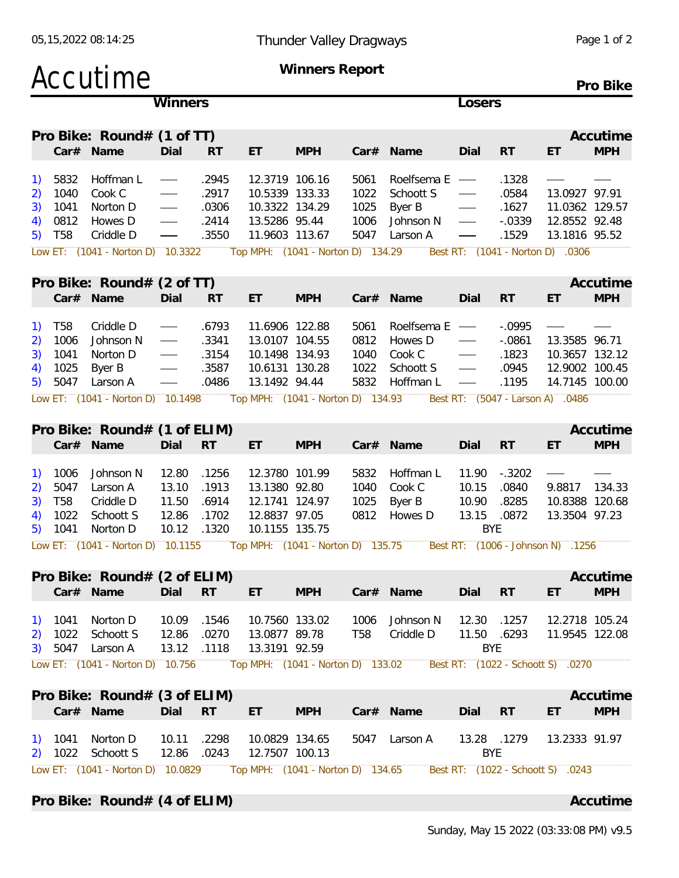# Accutime

**Thunder Valley Dragways**

**Winners Report**

**Pro Bike**

## Pro Bike: Round# (1 of TT)

| | Car# | Name | Dial | RT | ET | MPH | Car# | Name | Dial | RT | ET | MPH |
|---|---|---|---|---|---|---|---|---|---|---|---|---|
| 1) | 5832 | Hoffman L | — | .2945 | 12.3719 | 106.16 | 5061 | Roelfsema E | — | .1328 | — | — |
| 2) | 1040 | Cook C | — | .2917 | 10.5339 | 133.33 | 1022 | Schoott S | — | .0584 | 13.0927 | 97.91 |
| 3) | 1041 | Norton D | — | .0306 | 10.3322 | 134.29 | 1025 | Byer B | — | .1627 | 11.0362 | 129.57 |
| 4) | 0812 | Howes D | — | .2414 | 13.5286 | 95.44 | 1006 | Johnson N | — | -.0339 | 12.8552 | 92.48 |
| 5) | T58 | Criddle D | — | .3550 | 11.9603 | 113.67 | 5047 | Larson A | — | .1529 | 13.1816 | 95.52 |

Low ET: (1041 - Norton D) 10.3322 Top MPH: (1041 - Norton D) 134.29 Best RT: (1041 - Norton D) .0306

## Pro Bike: Round# (2 of TT)

| | Car# | Name | Dial | RT | ET | MPH | Car# | Name | Dial | RT | ET | MPH |
|---|---|---|---|---|---|---|---|---|---|---|---|---|
| 1) | T58 | Criddle D | — | .6793 | 11.6906 | 122.88 | 5061 | Roelfsema E | — | -.0995 | — | — |
| 2) | 1006 | Johnson N | — | .3341 | 13.0107 | 104.55 | 0812 | Howes D | — | -.0861 | 13.3585 | 96.71 |
| 3) | 1041 | Norton D | — | .3154 | 10.1498 | 134.93 | 1040 | Cook C | — | .1823 | 10.3657 | 132.12 |
| 4) | 1025 | Byer B | — | .3587 | 10.6131 | 130.28 | 1022 | Schoott S | — | .0945 | 12.9002 | 100.45 |
| 5) | 5047 | Larson A | — | .0486 | 13.1492 | 94.44 | 5832 | Hoffman L | — | .1195 | 14.7145 | 100.00 |

Low ET: (1041 - Norton D) 10.1498 Top MPH: (1041 - Norton D) 134.93 Best RT: (5047 - Larson A) .0486

## Pro Bike: Round# (1 of ELIM)

| | Car# | Name | Dial | RT | ET | MPH | Car# | Name | Dial | RT | ET | MPH |
|---|---|---|---|---|---|---|---|---|---|---|---|---|
| 1) | 1006 | Johnson N | 12.80 | .1256 | 12.3780 | 101.99 | 5832 | Hoffman L | 11.90 | -.3202 | — | — |
| 2) | 5047 | Larson A | 13.10 | .1913 | 13.1380 | 92.80 | 1040 | Cook C | 10.15 | .0840 | 9.8817 | 134.33 |
| 3) | T58 | Criddle D | 11.50 | .6914 | 12.1741 | 124.97 | 1025 | Byer B | 10.90 | .8285 | 10.8388 | 120.68 |
| 4) | 1022 | Schoott S | 12.86 | .1702 | 12.8837 | 97.05 | 0812 | Howes D | 13.15 | .0872 | 13.3504 | 97.23 |
| 5) | 1041 | Norton D | 10.12 | .1320 | 10.1155 | 135.75 | | | | BYE | | |

Low ET: (1041 - Norton D) 10.1155 Top MPH: (1041 - Norton D) 135.75 Best RT: (1006 - Johnson N) .1256

## Pro Bike: Round# (2 of ELIM)

| | Car# | Name | Dial | RT | ET | MPH | Car# | Name | Dial | RT | ET | MPH |
|---|---|---|---|---|---|---|---|---|---|---|---|---|
| 1) | 1041 | Norton D | 10.09 | .1546 | 10.7560 | 133.02 | 1006 | Johnson N | 12.30 | .1257 | 12.2718 | 105.24 |
| 2) | 1022 | Schoott S | 12.86 | .0270 | 13.0877 | 89.78 | T58 | Criddle D | 11.50 | .6293 | 11.9545 | 122.08 |
| 3) | 5047 | Larson A | 13.12 | .1118 | 13.3191 | 92.59 | | | | BYE | | |

Low ET: (1041 - Norton D) 10.756 Top MPH: (1041 - Norton D) 133.02 Best RT: (1022 - Schoott S) .0270

## Pro Bike: Round# (3 of ELIM)

| | Car# | Name | Dial | RT | ET | MPH | Car# | Name | Dial | RT | ET | MPH |
|---|---|---|---|---|---|---|---|---|---|---|---|---|
| 1) | 1041 | Norton D | 10.11 | .2298 | 10.0829 | 134.65 | 5047 | Larson A | 13.28 | .1279 | 13.2333 | 91.97 |
| 2) | 1022 | Schoott S | 12.86 | .0243 | 12.7507 | 100.13 | | | | BYE | | |

Low ET: (1041 - Norton D) 10.0829 Top MPH: (1041 - Norton D) 134.65 Best RT: (1022 - Schoott S) .0243

## Pro Bike: Round# (4 of ELIM)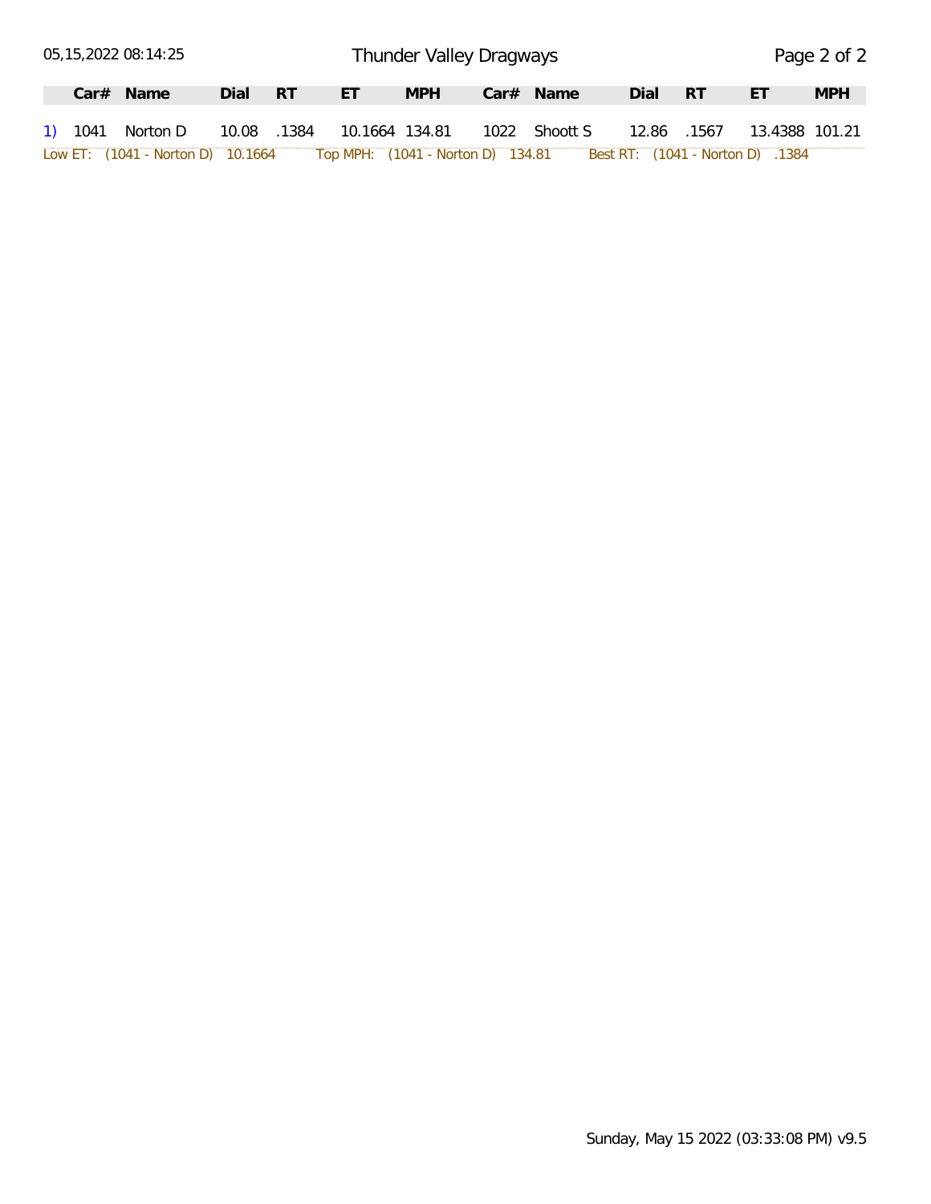| | Car# | Name | Dial | RT | ET | MPH | Car# | Name | Dial | RT | ET | MPH |
|---|---|---|---|---|---|---|---|---|---|---|---|---|
| 1) | 1041 | Norton D | 10.08 | .1384 | 10.1664 | 134.81 | 1022 | Shoott S | 12.86 | .1567 | 13.4388 | 101.21 |

Low ET: (1041 - Norton D) 10.1664    Top MPH: (1041 - Norton D) 134.81    Best RT: (1041 - Norton D) .1384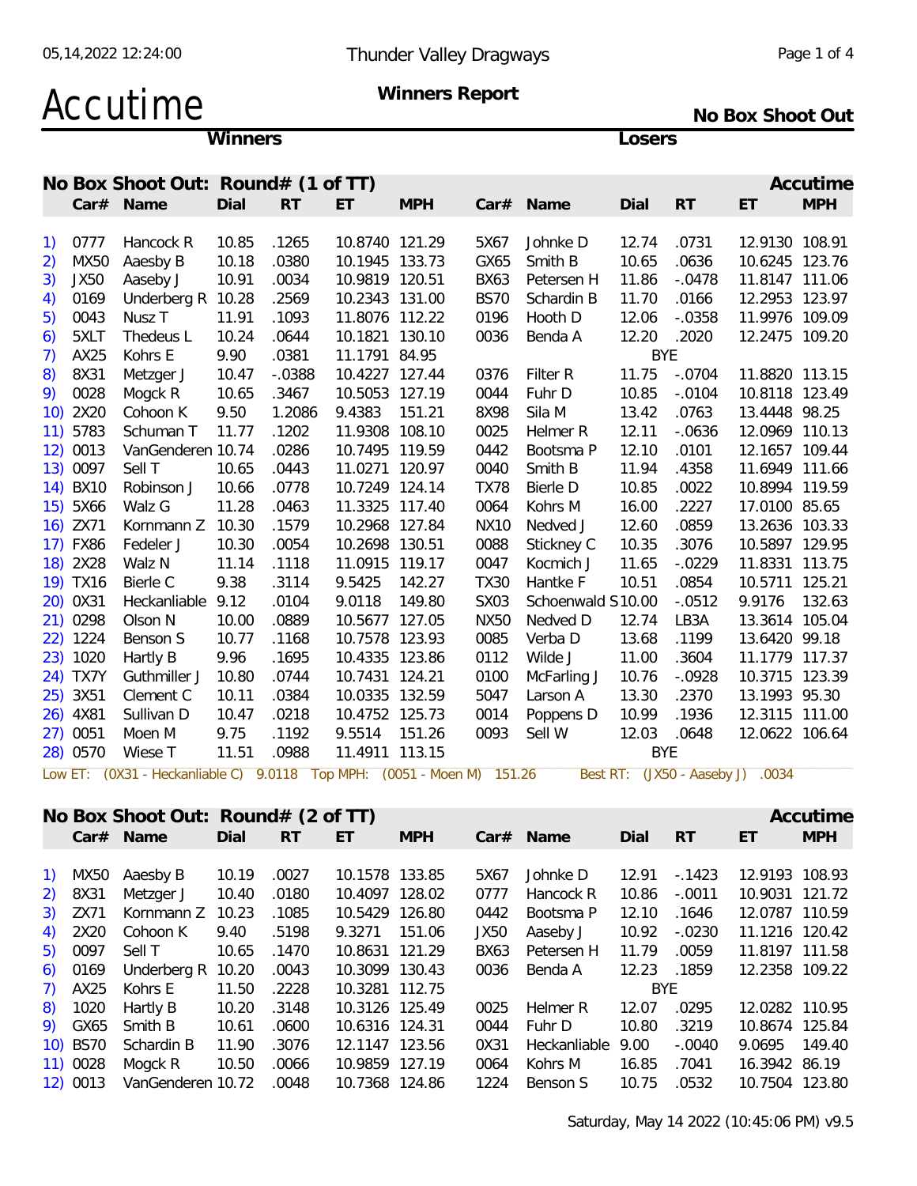Thunder Valley Dragways

# Accutime

**Winners Report**

**No Box Shoot Out**

**Winners** / **Losers**

## No Box Shoot Out: Round# (1 of TT) — Accutime

| # | Car# | Name | Dial | RT | ET | MPH | Car# | Name | Dial | RT | ET | MPH |
|---|---|---|---|---|---|---|---|---|---|---|---|---|
| 1) | 0777 | Hancock R | 10.85 | .1265 | 10.8740 | 121.29 | 5X67 | Johnke D | 12.74 | .0731 | 12.9130 | 108.91 |
| 2) | MX50 | Aaesby B | 10.18 | .0380 | 10.1945 | 133.73 | GX65 | Smith B | 10.65 | .0636 | 10.6245 | 123.76 |
| 3) | JX50 | Aaseby J | 10.91 | .0034 | 10.9819 | 120.51 | BX63 | Petersen H | 11.86 | -.0478 | 11.8147 | 111.06 |
| 4) | 0169 | Underberg R | 10.28 | .2569 | 10.2343 | 131.00 | BS70 | Schardin B | 11.70 | .0166 | 12.2953 | 123.97 |
| 5) | 0043 | Nusz T | 11.91 | .1093 | 11.8076 | 112.22 | 0196 | Hooth D | 12.06 | -.0358 | 11.9976 | 109.09 |
| 6) | 5XLT | Thedeus L | 10.24 | .0644 | 10.1821 | 130.10 | 0036 | Benda A | 12.20 | .2020 | 12.2475 | 109.20 |
| 7) | AX25 | Kohrs E | 9.90 | .0381 | 11.1791 | 84.95 | | | BYE | | | |
| 8) | 8X31 | Metzger J | 10.47 | -.0388 | 10.4227 | 127.44 | 0376 | Filter R | 11.75 | -.0704 | 11.8820 | 113.15 |
| 9) | 0028 | Mogck R | 10.65 | .3467 | 10.5053 | 127.19 | 0044 | Fuhr D | 10.85 | -.0104 | 10.8118 | 123.49 |
| 10) | 2X20 | Cohoon K | 9.50 | 1.2086 | 9.4383 | 151.21 | 8X98 | Sila M | 13.42 | .0763 | 13.4448 | 98.25 |
| 11) | 5783 | Schuman T | 11.77 | .1202 | 11.9308 | 108.10 | 0025 | Helmer R | 12.11 | -.0636 | 12.0969 | 110.13 |
| 12) | 0013 | VanGenderen | 10.74 | .0286 | 10.7495 | 119.59 | 0442 | Bootsma P | 12.10 | .0101 | 12.1657 | 109.44 |
| 13) | 0097 | Sell T | 10.65 | .0443 | 11.0271 | 120.97 | 0040 | Smith B | 11.94 | .4358 | 11.6949 | 111.66 |
| 14) | BX10 | Robinson J | 10.66 | .0778 | 10.7249 | 124.14 | TX78 | Bierle D | 10.85 | .0022 | 10.8994 | 119.59 |
| 15) | 5X66 | Walz G | 11.28 | .0463 | 11.3325 | 117.40 | 0064 | Kohrs M | 16.00 | .2227 | 17.0100 | 85.65 |
| 16) | ZX71 | Kornmann Z | 10.30 | .1579 | 10.2968 | 127.84 | NX10 | Nedved J | 12.60 | .0859 | 13.2636 | 103.33 |
| 17) | FX86 | Fedeler J | 10.30 | .0054 | 10.2698 | 130.51 | 0088 | Stickney C | 10.35 | .3076 | 10.5897 | 129.95 |
| 18) | 2X28 | Walz N | 11.14 | .1118 | 11.0915 | 119.17 | 0047 | Kocmich J | 11.65 | -.0229 | 11.8331 | 113.75 |
| 19) | TX16 | Bierle C | 9.38 | .3114 | 9.5425 | 142.27 | TX30 | Hantke F | 10.51 | .0854 | 10.5711 | 125.21 |
| 20) | 0X31 | Heckanliable | 9.12 | .0104 | 9.0118 | 149.80 | SX03 | Schoenwald S | 10.00 | -.0512 | 9.9176 | 132.63 |
| 21) | 0298 | Olson N | 10.00 | .0889 | 10.5677 | 127.05 | NX50 | Nedved D | 12.74 | LB3A | 13.3614 | 105.04 |
| 22) | 1224 | Benson S | 10.77 | .1168 | 10.7578 | 123.93 | 0085 | Verba D | 13.68 | .1199 | 13.6420 | 99.18 |
| 23) | 1020 | Hartly B | 9.96 | .1695 | 10.4335 | 123.86 | 0112 | Wilde J | 11.00 | .3604 | 11.1779 | 117.37 |
| 24) | TX7Y | Guthmiller J | 10.80 | .0744 | 10.7431 | 124.21 | 0100 | McFarling J | 10.76 | -.0928 | 10.3715 | 123.39 |
| 25) | 3X51 | Clement C | 10.11 | .0384 | 10.0335 | 132.59 | 5047 | Larson A | 13.30 | .2370 | 13.1993 | 95.30 |
| 26) | 4X81 | Sullivan D | 10.47 | .0218 | 10.4752 | 125.73 | 0014 | Poppens D | 10.99 | .1936 | 12.3115 | 111.00 |
| 27) | 0051 | Moen M | 9.75 | .1192 | 9.5514 | 151.26 | 0093 | Sell W | 12.03 | .0648 | 12.0622 | 106.64 |
| 28) | 0570 | Wiese T | 11.51 | .0988 | 11.4911 | 113.15 | | | BYE | | | |

Low ET: (0X31 - Heckanliable C) 9.0118 Top MPH: (0051 - Moen M) 151.26 Best RT: (JX50 - Aaseby J) .0034

## No Box Shoot Out: Round# (2 of TT) — Accutime

| # | Car# | Name | Dial | RT | ET | MPH | Car# | Name | Dial | RT | ET | MPH |
|---|---|---|---|---|---|---|---|---|---|---|---|---|
| 1) | MX50 | Aaesby B | 10.19 | .0027 | 10.1578 | 133.85 | 5X67 | Johnke D | 12.91 | -.1423 | 12.9193 | 108.93 |
| 2) | 8X31 | Metzger J | 10.40 | .0180 | 10.4097 | 128.02 | 0777 | Hancock R | 10.86 | -.0011 | 10.9031 | 121.72 |
| 3) | ZX71 | Kornmann Z | 10.23 | .1085 | 10.5429 | 126.80 | 0442 | Bootsma P | 12.10 | .1646 | 12.0787 | 110.59 |
| 4) | 2X20 | Cohoon K | 9.40 | .5198 | 9.3271 | 151.06 | JX50 | Aaseby J | 10.92 | -.0230 | 11.1216 | 120.42 |
| 5) | 0097 | Sell T | 10.65 | .1470 | 10.8631 | 121.29 | BX63 | Petersen H | 11.79 | .0059 | 11.8197 | 111.58 |
| 6) | 0169 | Underberg R | 10.20 | .0043 | 10.3099 | 130.43 | 0036 | Benda A | 12.23 | .1859 | 12.2358 | 109.22 |
| 7) | AX25 | Kohrs E | 11.50 | .2228 | 10.3281 | 112.75 | | | BYE | | | |
| 8) | 1020 | Hartly B | 10.20 | .3148 | 10.3126 | 125.49 | 0025 | Helmer R | 12.07 | .0295 | 12.0282 | 110.95 |
| 9) | GX65 | Smith B | 10.61 | .0600 | 10.6316 | 124.31 | 0044 | Fuhr D | 10.80 | .3219 | 10.8674 | 125.84 |
| 10) | BS70 | Schardin B | 11.90 | .3076 | 12.1147 | 123.56 | 0X31 | Heckanliable | 9.00 | -.0040 | 9.0695 | 149.40 |
| 11) | 0028 | Mogck R | 10.50 | .0066 | 10.9859 | 127.19 | 0064 | Kohrs M | 16.85 | .7041 | 16.3942 | 86.19 |
| 12) | 0013 | VanGenderen | 10.72 | .0048 | 10.7368 | 124.86 | 1224 | Benson S | 10.75 | .0532 | 10.7504 | 123.80 |

Saturday, May 14 2022 (10:45:06 PM) v9.5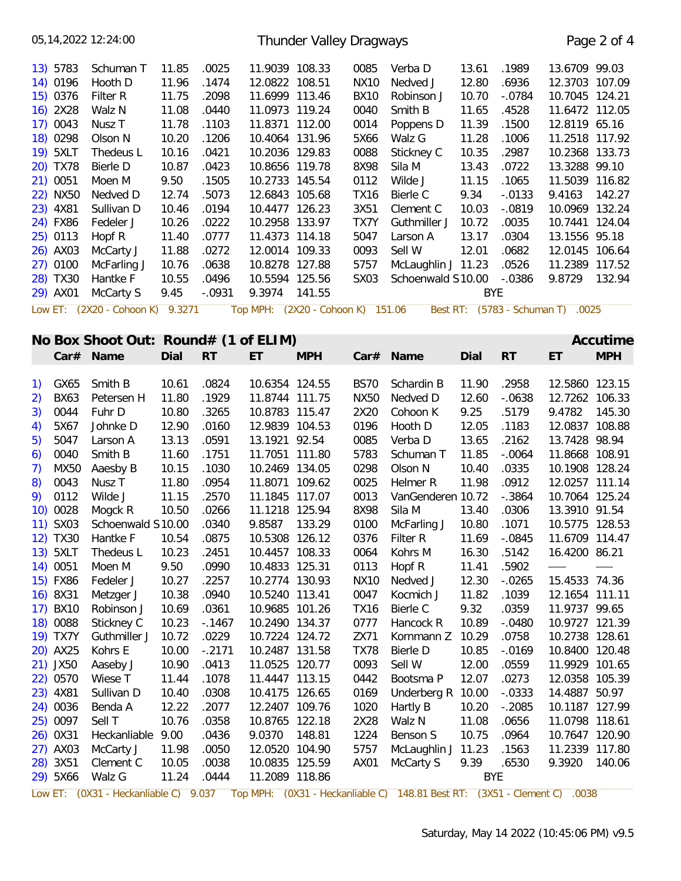| | Car# | Name | Dial | RT | ET | MPH | Car# | Name | Dial | RT | ET | MPH |
|---|---|---|---|---|---|---|---|---|---|---|---|---|
| 13) | 5783 | Schuman T | 11.85 | .0025 | 11.9039 | 108.33 | 0085 | Verba D | 13.61 | .1989 | 13.6709 | 99.03 |
| 14) | 0196 | Hooth D | 11.96 | .1474 | 12.0822 | 108.51 | NX10 | Nedved J | 12.80 | .6936 | 12.3703 | 107.09 |
| 15) | 0376 | Filter R | 11.75 | .2098 | 11.6999 | 113.46 | BX10 | Robinson J | 10.70 | -.0784 | 10.7045 | 124.21 |
| 16) | 2X28 | Walz N | 11.08 | .0440 | 11.0973 | 119.24 | 0040 | Smith B | 11.65 | .4528 | 11.6472 | 112.05 |
| 17) | 0043 | Nusz T | 11.78 | .1103 | 11.8371 | 112.00 | 0014 | Poppens D | 11.39 | .1500 | 12.8119 | 65.16 |
| 18) | 0298 | Olson N | 10.20 | .1206 | 10.4064 | 131.96 | 5X66 | Walz G | 11.28 | .1006 | 11.2518 | 117.92 |
| 19) | 5XLT | Thedeus L | 10.16 | .0421 | 10.2036 | 129.83 | 0088 | Stickney C | 10.35 | .2987 | 10.2368 | 133.73 |
| 20) | TX78 | Bierle D | 10.87 | .0423 | 10.8656 | 119.78 | 8X98 | Sila M | 13.43 | .0722 | 13.3288 | 99.10 |
| 21) | 0051 | Moen M | 9.50 | .1505 | 10.2733 | 145.54 | 0112 | Wilde J | 11.15 | .1065 | 11.5039 | 116.82 |
| 22) | NX50 | Nedved D | 12.74 | .5073 | 12.6843 | 105.68 | TX16 | Bierle C | 9.34 | -.0133 | 9.4163 | 142.27 |
| 23) | 4X81 | Sullivan D | 10.46 | .0194 | 10.4477 | 126.23 | 3X51 | Clement C | 10.03 | -.0819 | 10.0969 | 132.24 |
| 24) | FX86 | Fedeler J | 10.26 | .0222 | 10.2958 | 133.97 | TX7Y | Guthmiller J | 10.72 | .0035 | 10.7441 | 124.04 |
| 25) | 0113 | Hopf R | 11.40 | .0777 | 11.4373 | 114.18 | 5047 | Larson A | 13.17 | .0304 | 13.1556 | 95.18 |
| 26) | AX03 | McCarty J | 11.88 | .0272 | 12.0014 | 109.33 | 0093 | Sell W | 12.01 | .0682 | 12.0145 | 106.64 |
| 27) | 0100 | McFarling J | 10.76 | .0638 | 10.8278 | 127.88 | 5757 | McLaughlin J | 11.23 | .0526 | 11.2389 | 117.52 |
| 28) | TX30 | Hantke F | 10.55 | .0496 | 10.5594 | 125.56 | SX03 | Schoenwald S | 10.00 | -.0386 | 9.8729 | 132.94 |
| 29) | AX01 | McCarty S | 9.45 | -.0931 | 9.3974 | 141.55 | | | | BYE | | |

Low ET: (2X20 - Cohoon K) 9.3271 Top MPH: (2X20 - Cohoon K) 151.06 Best RT: (5783 - Schuman T) .0025

## No Box Shoot Out: Round# (1 of ELIM) — Accutime

| | Car# | Name | Dial | RT | ET | MPH | Car# | Name | Dial | RT | ET | MPH |
|---|---|---|---|---|---|---|---|---|---|---|---|---|
| 1) | GX65 | Smith B | 10.61 | .0824 | 10.6354 | 124.55 | BS70 | Schardin B | 11.90 | .2958 | 12.5860 | 123.15 |
| 2) | BX63 | Petersen H | 11.80 | .1929 | 11.8744 | 111.75 | NX50 | Nedved D | 12.60 | -.0638 | 12.7262 | 106.33 |
| 3) | 0044 | Fuhr D | 10.80 | .3265 | 10.8783 | 115.47 | 2X20 | Cohoon K | 9.25 | .5179 | 9.4782 | 145.30 |
| 4) | 5X67 | Johnke D | 12.90 | .0160 | 12.9839 | 104.53 | 0196 | Hooth D | 12.05 | .1183 | 12.0837 | 108.88 |
| 5) | 5047 | Larson A | 13.13 | .0591 | 13.1921 | 92.54 | 0085 | Verba D | 13.65 | .2162 | 13.7428 | 98.94 |
| 6) | 0040 | Smith B | 11.60 | .1751 | 11.7051 | 111.80 | 5783 | Schuman T | 11.85 | -.0064 | 11.8668 | 108.91 |
| 7) | MX50 | Aaesby B | 10.15 | .1030 | 10.2469 | 134.05 | 0298 | Olson N | 10.40 | .0335 | 10.1908 | 128.24 |
| 8) | 0043 | Nusz T | 11.80 | .0954 | 11.8071 | 109.62 | 0025 | Helmer R | 11.98 | .0912 | 12.0257 | 111.14 |
| 9) | 0112 | Wilde J | 11.15 | .2570 | 11.1845 | 117.07 | 0013 | VanGenderen | 10.72 | -.3864 | 10.7064 | 125.24 |
| 10) | 0028 | Mogck R | 10.50 | .0266 | 11.1218 | 125.94 | 8X98 | Sila M | 13.40 | .0306 | 13.3910 | 91.54 |
| 11) | SX03 | Schoenwald S | 10.00 | .0340 | 9.8587 | 133.29 | 0100 | McFarling J | 10.80 | .1071 | 10.5775 | 128.53 |
| 12) | TX30 | Hantke F | 10.54 | .0875 | 10.5308 | 126.12 | 0376 | Filter R | 11.69 | -.0845 | 11.6709 | 114.47 |
| 13) | 5XLT | Thedeus L | 10.23 | .2451 | 10.4457 | 108.33 | 0064 | Kohrs M | 16.30 | .5142 | 16.4200 | 86.21 |
| 14) | 0051 | Moen M | 9.50 | .0990 | 10.4833 | 125.31 | 0113 | Hopf R | 11.41 | .5902 | — | — |
| 15) | FX86 | Fedeler J | 10.27 | .2257 | 10.2774 | 130.93 | NX10 | Nedved J | 12.30 | -.0265 | 15.4533 | 74.36 |
| 16) | 8X31 | Metzger J | 10.38 | .0940 | 10.5240 | 113.41 | 0047 | Kocmich J | 11.82 | .1039 | 12.1654 | 111.11 |
| 17) | BX10 | Robinson J | 10.69 | .0361 | 10.9685 | 101.26 | TX16 | Bierle C | 9.32 | .0359 | 11.9737 | 99.65 |
| 18) | 0088 | Stickney C | 10.23 | -.1467 | 10.2490 | 134.37 | 0777 | Hancock R | 10.89 | -.0480 | 10.9727 | 121.39 |
| 19) | TX7Y | Guthmiller J | 10.72 | .0229 | 10.7224 | 124.72 | ZX71 | Kornmann Z | 10.29 | .0758 | 10.2738 | 128.61 |
| 20) | AX25 | Kohrs E | 10.00 | -.2171 | 10.2487 | 131.58 | TX78 | Bierle D | 10.85 | -.0169 | 10.8400 | 120.48 |
| 21) | JX50 | Aaseby J | 10.90 | .0413 | 11.0525 | 120.77 | 0093 | Sell W | 12.00 | .0559 | 11.9929 | 101.65 |
| 22) | 0570 | Wiese T | 11.44 | .1078 | 11.4447 | 113.15 | 0442 | Bootsma P | 12.07 | .0273 | 12.0358 | 105.39 |
| 23) | 4X81 | Sullivan D | 10.40 | .0308 | 10.4175 | 126.65 | 0169 | Underberg R | 10.00 | -.0333 | 14.4887 | 50.97 |
| 24) | 0036 | Benda A | 12.22 | .2077 | 12.2407 | 109.76 | 1020 | Hartly B | 10.20 | -.2085 | 10.1187 | 127.99 |
| 25) | 0097 | Sell T | 10.76 | .0358 | 10.8765 | 122.18 | 2X28 | Walz N | 11.08 | .0656 | 11.0798 | 118.61 |
| 26) | 0X31 | Heckanliable | 9.00 | .0436 | 9.0370 | 148.81 | 1224 | Benson S | 10.75 | .0964 | 10.7647 | 120.90 |
| 27) | AX03 | McCarty J | 11.98 | .0050 | 12.0520 | 104.90 | 5757 | McLaughlin J | 11.23 | .1563 | 11.2339 | 117.80 |
| 28) | 3X51 | Clement C | 10.05 | .0038 | 10.0835 | 125.59 | AX01 | McCarty S | 9.39 | .6530 | 9.3920 | 140.06 |
| 29) | 5X66 | Walz G | 11.24 | .0444 | 11.2089 | 118.86 | | | | BYE | | |

Low ET: (0X31 - Heckanliable C) 9.037 Top MPH: (0X31 - Heckanliable C) 148.81 Best RT: (3X51 - Clement C) .0038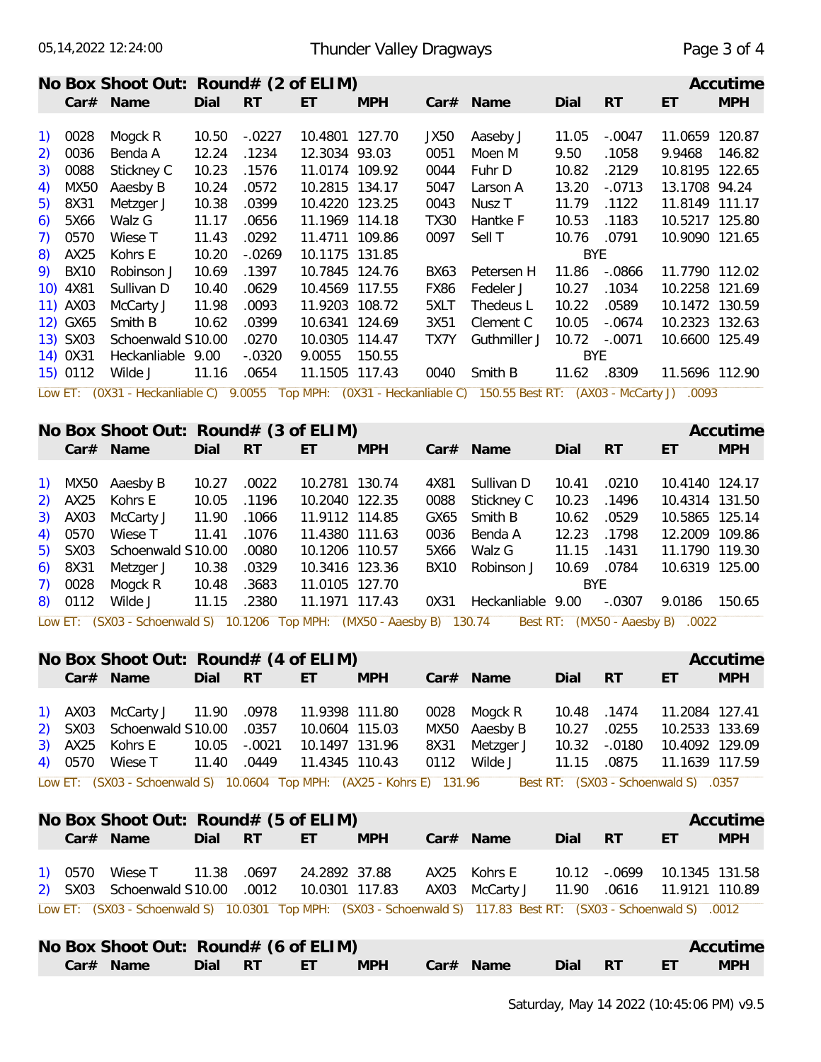## No Box Shoot Out: Round# (2 of ELIM) — Accutime

| | Car# | Name | Dial | RT | ET | MPH | Car# | Name | Dial | RT | ET | MPH |
|---|---|---|---|---|---|---|---|---|---|---|---|---|
| 1) | 0028 | Mogck R | 10.50 | -.0227 | 10.4801 | 127.70 | JX50 | Aaseby J | 11.05 | -.0047 | 11.0659 | 120.87 |
| 2) | 0036 | Benda A | 12.24 | .1234 | 12.3034 | 93.03 | 0051 | Moen M | 9.50 | .1058 | 9.9468 | 146.82 |
| 3) | 0088 | Stickney C | 10.23 | .1576 | 11.0174 | 109.92 | 0044 | Fuhr D | 10.82 | .2129 | 10.8195 | 122.65 |
| 4) | MX50 | Aaesby B | 10.24 | .0572 | 10.2815 | 134.17 | 5047 | Larson A | 13.20 | -.0713 | 13.1708 | 94.24 |
| 5) | 8X31 | Metzger J | 10.38 | .0399 | 10.4220 | 123.25 | 0043 | Nusz T | 11.79 | .1122 | 11.8149 | 111.17 |
| 6) | 5X66 | Walz G | 11.17 | .0656 | 11.1969 | 114.18 | TX30 | Hantke F | 10.53 | .1183 | 10.5217 | 125.80 |
| 7) | 0570 | Wiese T | 11.43 | .0292 | 11.4711 | 109.86 | 0097 | Sell T | 10.76 | .0791 | 10.9090 | 121.65 |
| 8) | AX25 | Kohrs E | 10.20 | -.0269 | 10.1175 | 131.85 | | | BYE | | | |
| 9) | BX10 | Robinson J | 10.69 | .1397 | 10.7845 | 124.76 | BX63 | Petersen H | 11.86 | -.0866 | 11.7790 | 112.02 |
| 10) | 4X81 | Sullivan D | 10.40 | .0629 | 10.4569 | 117.55 | FX86 | Fedeler J | 10.27 | .1034 | 10.2258 | 121.69 |
| 11) | AX03 | McCarty J | 11.98 | .0093 | 11.9203 | 108.72 | 5XLT | Thedeus L | 10.22 | .0589 | 10.1472 | 130.59 |
| 12) | GX65 | Smith B | 10.62 | .0399 | 10.6341 | 124.69 | 3X51 | Clement C | 10.05 | -.0674 | 10.2323 | 132.63 |
| 13) | SX03 | Schoenwald S | 10.00 | .0270 | 10.0305 | 114.47 | TX7Y | Guthmiller J | 10.72 | -.0071 | 10.6600 | 125.49 |
| 14) | 0X31 | Heckanliable | 9.00 | -.0320 | 9.0055 | 150.55 | | | BYE | | | |
| 15) | 0112 | Wilde J | 11.16 | .0654 | 11.1505 | 117.43 | 0040 | Smith B | 11.62 | .8309 | 11.5696 | 112.90 |

Low ET: (0X31 - Heckanliable C) 9.0055 Top MPH: (0X31 - Heckanliable C) 150.55 Best RT: (AX03 - McCarty J) .0093

## No Box Shoot Out: Round# (3 of ELIM) — Accutime

| | Car# | Name | Dial | RT | ET | MPH | Car# | Name | Dial | RT | ET | MPH |
|---|---|---|---|---|---|---|---|---|---|---|---|---|
| 1) | MX50 | Aaesby B | 10.27 | .0022 | 10.2781 | 130.74 | 4X81 | Sullivan D | 10.41 | .0210 | 10.4140 | 124.17 |
| 2) | AX25 | Kohrs E | 10.05 | .1196 | 10.2040 | 122.35 | 0088 | Stickney C | 10.23 | .1496 | 10.4314 | 131.50 |
| 3) | AX03 | McCarty J | 11.90 | .1066 | 11.9112 | 114.85 | GX65 | Smith B | 10.62 | .0529 | 10.5865 | 125.14 |
| 4) | 0570 | Wiese T | 11.41 | .1076 | 11.4380 | 111.63 | 0036 | Benda A | 12.23 | .1798 | 12.2009 | 109.86 |
| 5) | SX03 | Schoenwald S | 10.00 | .0080 | 10.1206 | 110.57 | 5X66 | Walz G | 11.15 | .1431 | 11.1790 | 119.30 |
| 6) | 8X31 | Metzger J | 10.38 | .0329 | 10.3416 | 123.36 | BX10 | Robinson J | 10.69 | .0784 | 10.6319 | 125.00 |
| 7) | 0028 | Mogck R | 10.48 | .3683 | 11.0105 | 127.70 | | | BYE | | | |
| 8) | 0112 | Wilde J | 11.15 | .2380 | 11.1971 | 117.43 | 0X31 | Heckanliable | 9.00 | -.0307 | 9.0186 | 150.65 |

Low ET: (SX03 - Schoenwald S) 10.1206 Top MPH: (MX50 - Aaesby B) 130.74 Best RT: (MX50 - Aaesby B) .0022

## No Box Shoot Out: Round# (4 of ELIM) — Accutime

| | Car# | Name | Dial | RT | ET | MPH | Car# | Name | Dial | RT | ET | MPH |
|---|---|---|---|---|---|---|---|---|---|---|---|---|
| 1) | AX03 | McCarty J | 11.90 | .0978 | 11.9398 | 111.80 | 0028 | Mogck R | 10.48 | .1474 | 11.2084 | 127.41 |
| 2) | SX03 | Schoenwald S | 10.00 | .0357 | 10.0604 | 115.03 | MX50 | Aaesby B | 10.27 | .0255 | 10.2533 | 133.69 |
| 3) | AX25 | Kohrs E | 10.05 | -.0021 | 10.1497 | 131.96 | 8X31 | Metzger J | 10.32 | -.0180 | 10.4092 | 129.09 |
| 4) | 0570 | Wiese T | 11.40 | .0449 | 11.4345 | 110.43 | 0112 | Wilde J | 11.15 | .0875 | 11.1639 | 117.59 |

Low ET: (SX03 - Schoenwald S) 10.0604 Top MPH: (AX25 - Kohrs E) 131.96 Best RT: (SX03 - Schoenwald S) .0357

## No Box Shoot Out: Round# (5 of ELIM) — Accutime

| | Car# | Name | Dial | RT | ET | MPH | Car# | Name | Dial | RT | ET | MPH |
|---|---|---|---|---|---|---|---|---|---|---|---|---|
| 1) | 0570 | Wiese T | 11.38 | .0697 | 24.2892 | 37.88 | AX25 | Kohrs E | 10.12 | -.0699 | 10.1345 | 131.58 |
| 2) | SX03 | Schoenwald S | 10.00 | .0012 | 10.0301 | 117.83 | AX03 | McCarty J | 11.90 | .0616 | 11.9121 | 110.89 |

Low ET: (SX03 - Schoenwald S) 10.0301 Top MPH: (SX03 - Schoenwald S) 117.83 Best RT: (SX03 - Schoenwald S) .0012

## No Box Shoot Out: Round# (6 of ELIM) — Accutime

| Car# | Name | Dial | RT | ET | MPH | Car# | Name | Dial | RT | ET | MPH |
|---|---|---|---|---|---|---|---|---|---|---|---|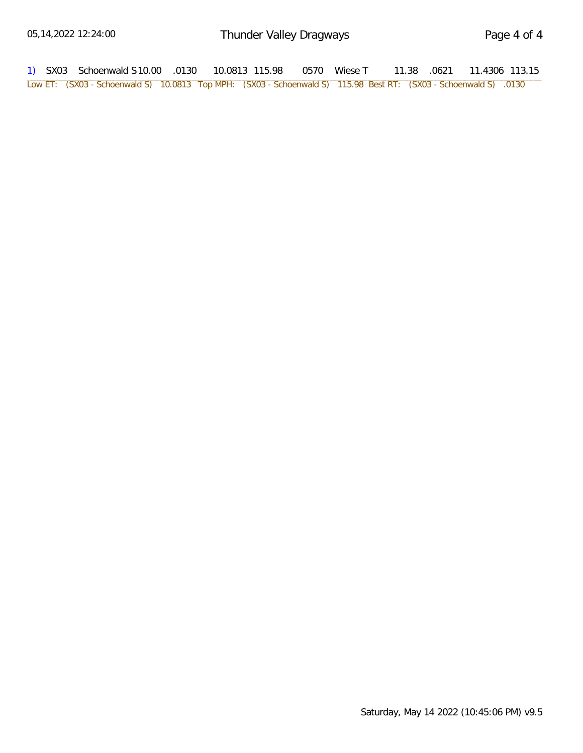| | | | | | | | | | | | | |
|---|---|---|---|---|---|---|---|---|---|---|---|---|
| 1) | SX03 | Schoenwald S | 10.00 | .0130 | 10.0813 | 115.98 | 0570 | Wiese T | 11.38 | .0621 | 11.4306 | 113.15 |

Low ET: (SX03 - Schoenwald S) 10.0813 Top MPH: (SX03 - Schoenwald S) 115.98 Best RT: (SX03 - Schoenwald S) .0130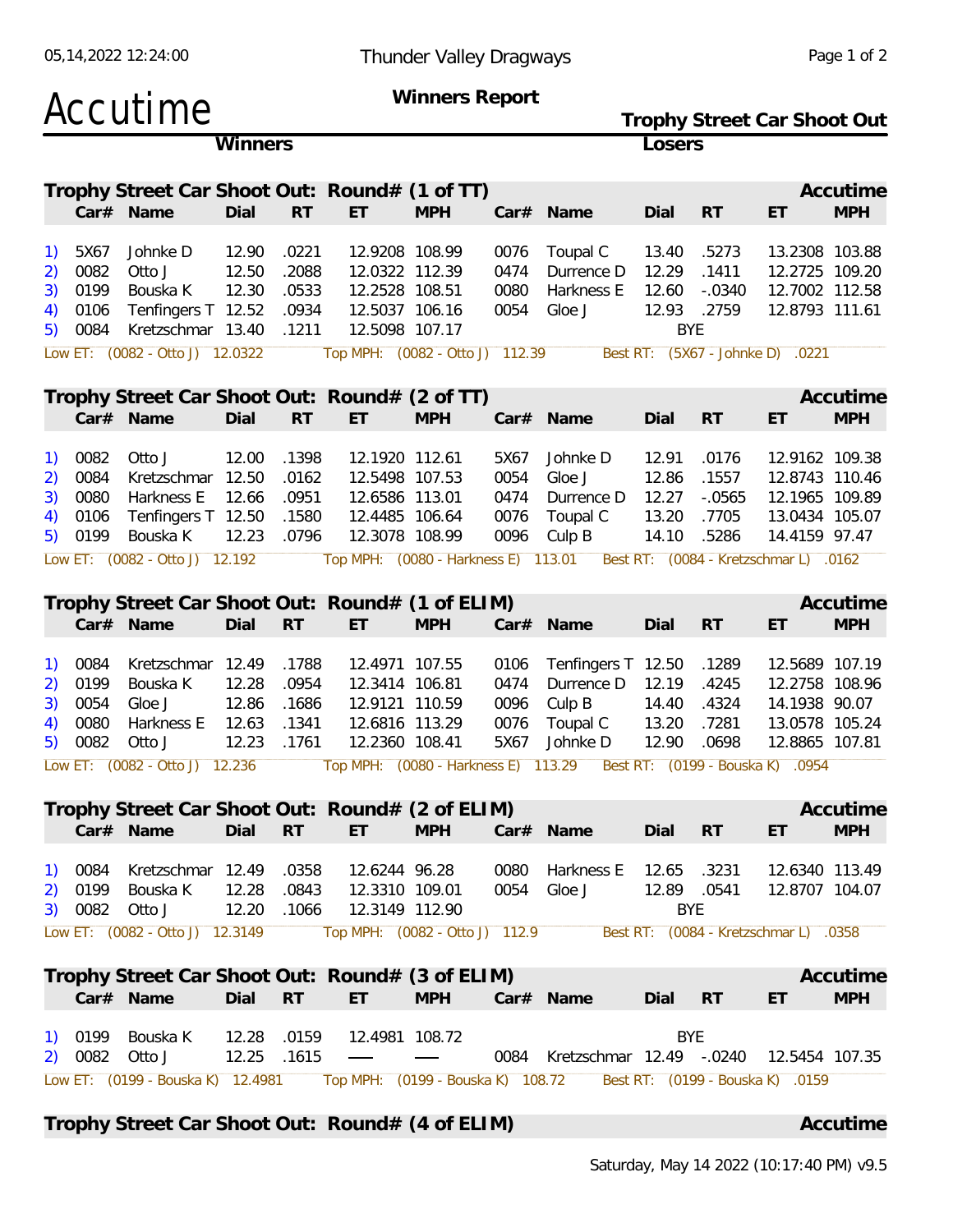Thunder Valley Dragways

# Accutime

**Winners Report**

**Trophy Street Car Shoot Out**

**Winners** | **Losers**

## Trophy Street Car Shoot Out: Round# (1 of TT)

Accutime

| | Car# | Name | Dial | RT | ET | MPH | Car# | Name | Dial | RT | ET | MPH |
|---|---|---|---|---|---|---|---|---|---|---|---|---|
| 1) | 5X67 | Johnke D | 12.90 | .0221 | 12.9208 | 108.99 | 0076 | Toupal C | 13.40 | .5273 | 13.2308 | 103.88 |
| 2) | 0082 | Otto J | 12.50 | .2088 | 12.0322 | 112.39 | 0474 | Durrence D | 12.29 | .1411 | 12.2725 | 109.20 |
| 3) | 0199 | Bouska K | 12.30 | .0533 | 12.2528 | 108.51 | 0080 | Harkness E | 12.60 | -.0340 | 12.7002 | 112.58 |
| 4) | 0106 | Tenfingers T | 12.52 | .0934 | 12.5037 | 106.16 | 0054 | Gloe J | 12.93 | .2759 | 12.8793 | 111.61 |
| 5) | 0084 | Kretzschmar | 13.40 | .1211 | 12.5098 | 107.17 | | | | BYE | | |

Low ET: (0082 - Otto J) 12.0322 Top MPH: (0082 - Otto J) 112.39 Best RT: (5X67 - Johnke D) .0221

## Trophy Street Car Shoot Out: Round# (2 of TT)

Accutime

| | Car# | Name | Dial | RT | ET | MPH | Car# | Name | Dial | RT | ET | MPH |
|---|---|---|---|---|---|---|---|---|---|---|---|---|
| 1) | 0082 | Otto J | 12.00 | .1398 | 12.1920 | 112.61 | 5X67 | Johnke D | 12.91 | .0176 | 12.9162 | 109.38 |
| 2) | 0084 | Kretzschmar | 12.50 | .0162 | 12.5498 | 107.53 | 0054 | Gloe J | 12.86 | .1557 | 12.8743 | 110.46 |
| 3) | 0080 | Harkness E | 12.66 | .0951 | 12.6586 | 113.01 | 0474 | Durrence D | 12.27 | -.0565 | 12.1965 | 109.89 |
| 4) | 0106 | Tenfingers T | 12.50 | .1580 | 12.4485 | 106.64 | 0076 | Toupal C | 13.20 | .7705 | 13.0434 | 105.07 |
| 5) | 0199 | Bouska K | 12.23 | .0796 | 12.3078 | 108.99 | 0096 | Culp B | 14.10 | .5286 | 14.4159 | 97.47 |

Low ET: (0082 - Otto J) 12.192 Top MPH: (0080 - Harkness E) 113.01 Best RT: (0084 - Kretzschmar L) .0162

## Trophy Street Car Shoot Out: Round# (1 of ELIM)

Accutime

| | Car# | Name | Dial | RT | ET | MPH | Car# | Name | Dial | RT | ET | MPH |
|---|---|---|---|---|---|---|---|---|---|---|---|---|
| 1) | 0084 | Kretzschmar | 12.49 | .1788 | 12.4971 | 107.55 | 0106 | Tenfingers T | 12.50 | .1289 | 12.5689 | 107.19 |
| 2) | 0199 | Bouska K | 12.28 | .0954 | 12.3414 | 106.81 | 0474 | Durrence D | 12.19 | .4245 | 12.2758 | 108.96 |
| 3) | 0054 | Gloe J | 12.86 | .1686 | 12.9121 | 110.59 | 0096 | Culp B | 14.40 | .4324 | 14.1938 | 90.07 |
| 4) | 0080 | Harkness E | 12.63 | .1341 | 12.6816 | 113.29 | 0076 | Toupal C | 13.20 | .7281 | 13.0578 | 105.24 |
| 5) | 0082 | Otto J | 12.23 | .1761 | 12.2360 | 108.41 | 5X67 | Johnke D | 12.90 | .0698 | 12.8865 | 107.81 |

Low ET: (0082 - Otto J) 12.236 Top MPH: (0080 - Harkness E) 113.29 Best RT: (0199 - Bouska K) .0954

## Trophy Street Car Shoot Out: Round# (2 of ELIM)

Accutime

| | Car# | Name | Dial | RT | ET | MPH | Car# | Name | Dial | RT | ET | MPH |
|---|---|---|---|---|---|---|---|---|---|---|---|---|
| 1) | 0084 | Kretzschmar | 12.49 | .0358 | 12.6244 | 96.28 | 0080 | Harkness E | 12.65 | .3231 | 12.6340 | 113.49 |
| 2) | 0199 | Bouska K | 12.28 | .0843 | 12.3310 | 109.01 | 0054 | Gloe J | 12.89 | .0541 | 12.8707 | 104.07 |
| 3) | 0082 | Otto J | 12.20 | .1066 | 12.3149 | 112.90 | | | | BYE | | |

Low ET: (0082 - Otto J) 12.3149 Top MPH: (0082 - Otto J) 112.9 Best RT: (0084 - Kretzschmar L) .0358

## Trophy Street Car Shoot Out: Round# (3 of ELIM)

Accutime

| | Car# | Name | Dial | RT | ET | MPH | Car# | Name | Dial | RT | ET | MPH |
|---|---|---|---|---|---|---|---|---|---|---|---|---|
| 1) | 0199 | Bouska K | 12.28 | .0159 | 12.4981 | 108.72 | | | | BYE | | |
| 2) | 0082 | Otto J | 12.25 | .1615 | — | — | 0084 | Kretzschmar | 12.49 | -.0240 | 12.5454 | 107.35 |

Low ET: (0199 - Bouska K) 12.4981 Top MPH: (0199 - Bouska K) 108.72 Best RT: (0199 - Bouska K) .0159

## Trophy Street Car Shoot Out: Round# (4 of ELIM)

Accutime

Saturday, May 14 2022 (10:17:40 PM) v9.5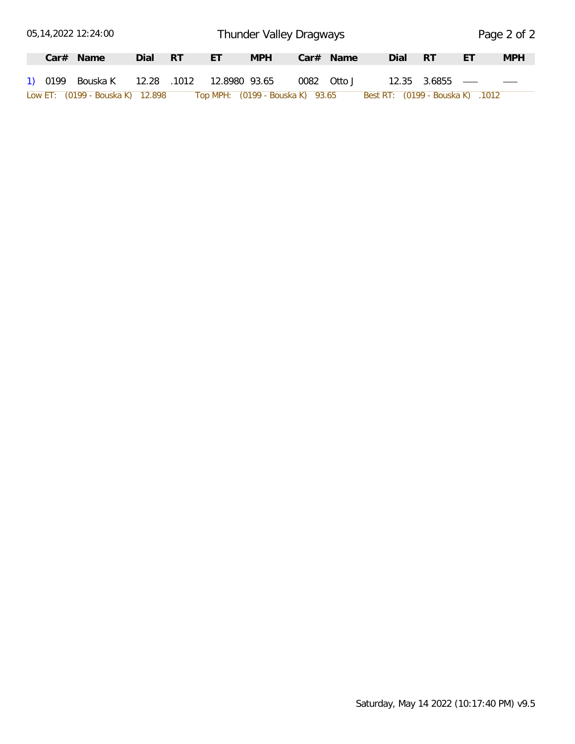05,14,2022 12:24:00

Thunder Valley Dragways

| | Car# | Name | Dial | RT | ET | MPH | Car# | Name | Dial | RT | ET | MPH |
|---|---|---|---|---|---|---|---|---|---|---|---|---|
| 1) | 0199 | Bouska K | 12.28 | .1012 | 12.8980 | 93.65 | 0082 | Otto J | 12.35 | 3.6855 | — | — |

Low ET: (0199 - Bouska K) 12.898 Top MPH: (0199 - Bouska K) 93.65 Best RT: (0199 - Bouska K) .1012

Saturday, May 14 2022 (10:17:40 PM) v9.5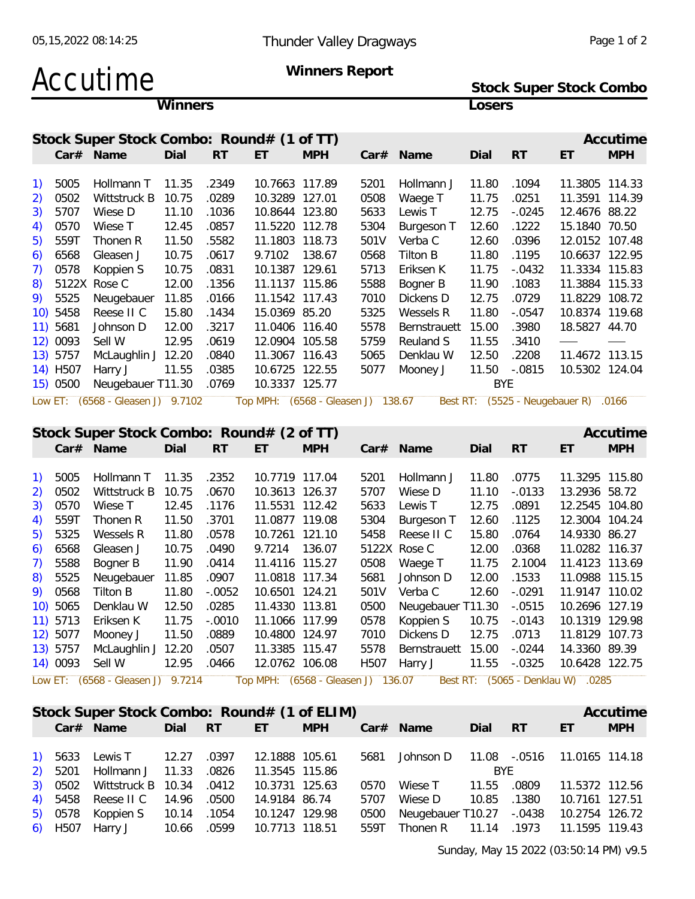# Accutime

**Thunder Valley Dragways**

**Winners Report**

**Stock Super Stock Combo**

05,15,2022 08:14:25

## Stock Super Stock Combo: Round# (1 of TT)

| | Winners Car# | Name | Dial | RT | ET | MPH | Losers Car# | Name | Dial | RT | ET | MPH |
|---|---|---|---|---|---|---|---|---|---|---|---|---|
| 1) | 5005 | Hollmann T | 11.35 | .2349 | 10.7663 | 117.89 | 5201 | Hollmann J | 11.80 | .1094 | 11.3805 | 114.33 |
| 2) | 0502 | Wittstruck B | 10.75 | .0289 | 10.3289 | 127.01 | 0508 | Waege T | 11.75 | .0251 | 11.3591 | 114.39 |
| 3) | 5707 | Wiese D | 11.10 | .1036 | 10.8644 | 123.80 | 5633 | Lewis T | 12.75 | -.0245 | 12.4676 | 88.22 |
| 4) | 0570 | Wiese T | 12.45 | .0857 | 11.5220 | 112.78 | 5304 | Burgeson T | 12.60 | .1222 | 15.1840 | 70.50 |
| 5) | 559T | Thonen R | 11.50 | .5582 | 11.1803 | 118.73 | 501V | Verba C | 12.60 | .0396 | 12.0152 | 107.48 |
| 6) | 6568 | Gleasen J | 10.75 | .0617 | 9.7102 | 138.67 | 0568 | Tilton B | 11.80 | .1195 | 10.6637 | 122.95 |
| 7) | 0578 | Koppien S | 10.75 | .0831 | 10.1387 | 129.61 | 5713 | Eriksen K | 11.75 | -.0432 | 11.3334 | 115.83 |
| 8) | 5122X | Rose C | 12.00 | .1356 | 11.1137 | 115.86 | 5588 | Bogner B | 11.90 | .1083 | 11.3884 | 115.33 |
| 9) | 5525 | Neugebauer | 11.85 | .0166 | 11.1542 | 117.43 | 7010 | Dickens D | 12.75 | .0729 | 11.8229 | 108.72 |
| 10) | 5458 | Reese II C | 15.80 | .1434 | 15.0369 | 85.20 | 5325 | Wessels R | 11.80 | -.0547 | 10.8374 | 119.68 |
| 11) | 5681 | Johnson D | 12.00 | .3217 | 11.0406 | 116.40 | 5578 | Bernstrauett | 15.00 | .3980 | 18.5827 | 44.70 |
| 12) | 0093 | Sell W | 12.95 | .0619 | 12.0904 | 105.58 | 5759 | Reuland S | 11.55 | .3410 | — | — |
| 13) | 5757 | McLaughlin J | 12.20 | .0840 | 11.3067 | 116.43 | 5065 | Denklau W | 12.50 | .2208 | 11.4672 | 113.15 |
| 14) | H507 | Harry J | 11.55 | .0385 | 10.6725 | 122.55 | 5077 | Mooney J | 11.50 | -.0815 | 10.5302 | 124.04 |
| 15) | 0500 | Neugebauer T | 11.30 | .0769 | 10.3337 | 125.77 | | BYE | | | | |

Low ET: (6568 - Gleasen J) 9.7102 Top MPH: (6568 - Gleasen J) 138.67 Best RT: (5525 - Neugebauer R) .0166

## Stock Super Stock Combo: Round# (2 of TT)

| | Winners Car# | Name | Dial | RT | ET | MPH | Losers Car# | Name | Dial | RT | ET | MPH |
|---|---|---|---|---|---|---|---|---|---|---|---|---|
| 1) | 5005 | Hollmann T | 11.35 | .2352 | 10.7719 | 117.04 | 5201 | Hollmann J | 11.80 | .0775 | 11.3295 | 115.80 |
| 2) | 0502 | Wittstruck B | 10.75 | .0670 | 10.3613 | 126.37 | 5707 | Wiese D | 11.10 | -.0133 | 13.2936 | 58.72 |
| 3) | 0570 | Wiese T | 12.45 | .1176 | 11.5531 | 112.42 | 5633 | Lewis T | 12.75 | .0891 | 12.2545 | 104.80 |
| 4) | 559T | Thonen R | 11.50 | .3701 | 11.0877 | 119.08 | 5304 | Burgeson T | 12.60 | .1125 | 12.3004 | 104.24 |
| 5) | 5325 | Wessels R | 11.80 | .0578 | 10.7261 | 121.10 | 5458 | Reese II C | 15.80 | .0764 | 14.9330 | 86.27 |
| 6) | 6568 | Gleasen J | 10.75 | .0490 | 9.7214 | 136.07 | 5122X | Rose C | 12.00 | .0368 | 11.0282 | 116.37 |
| 7) | 5588 | Bogner B | 11.90 | .0414 | 11.4116 | 115.27 | 0508 | Waege T | 11.75 | 2.1004 | 11.4123 | 113.69 |
| 8) | 5525 | Neugebauer | 11.85 | .0907 | 11.0818 | 117.34 | 5681 | Johnson D | 12.00 | .1533 | 11.0988 | 115.15 |
| 9) | 0568 | Tilton B | 11.80 | -.0052 | 10.6501 | 124.21 | 501V | Verba C | 12.60 | -.0291 | 11.9147 | 110.02 |
| 10) | 5065 | Denklau W | 12.50 | .0285 | 11.4330 | 113.81 | 0500 | Neugebauer T | 11.30 | -.0515 | 10.2696 | 127.19 |
| 11) | 5713 | Eriksen K | 11.75 | -.0010 | 11.1066 | 117.99 | 0578 | Koppien S | 10.75 | -.0143 | 10.1319 | 129.98 |
| 12) | 5077 | Mooney J | 11.50 | .0889 | 10.4800 | 124.97 | 7010 | Dickens D | 12.75 | .0713 | 11.8129 | 107.73 |
| 13) | 5757 | McLaughlin J | 12.20 | .0507 | 11.3385 | 115.47 | 5578 | Bernstrauett | 15.00 | -.0244 | 14.3360 | 89.39 |
| 14) | 0093 | Sell W | 12.95 | .0466 | 12.0762 | 106.08 | H507 | Harry J | 11.55 | -.0325 | 10.6428 | 122.75 |

Low ET: (6568 - Gleasen J) 9.7214 Top MPH: (6568 - Gleasen J) 136.07 Best RT: (5065 - Denklau W) .0285

## Stock Super Stock Combo: Round# (1 of ELIM)

| | Winners Car# | Name | Dial | RT | ET | MPH | Losers Car# | Name | Dial | RT | ET | MPH |
|---|---|---|---|---|---|---|---|---|---|---|---|---|
| 1) | 5633 | Lewis T | 12.27 | .0397 | 12.1888 | 105.61 | 5681 | Johnson D | 11.08 | -.0516 | 11.0165 | 114.18 |
| 2) | 5201 | Hollmann J | 11.33 | .0826 | 11.3545 | 115.86 | | BYE | | | | |
| 3) | 0502 | Wittstruck B | 10.34 | .0412 | 10.3731 | 125.63 | 0570 | Wiese T | 11.55 | .0809 | 11.5372 | 112.56 |
| 4) | 5458 | Reese II C | 14.96 | .0500 | 14.9184 | 86.74 | 5707 | Wiese D | 10.85 | .1380 | 10.7161 | 127.51 |
| 5) | 0578 | Koppien S | 10.14 | .1054 | 10.1247 | 129.98 | 0500 | Neugebauer T | 10.27 | -.0438 | 10.2754 | 126.72 |
| 6) | H507 | Harry J | 10.66 | .0599 | 10.7713 | 118.51 | 559T | Thonen R | 11.14 | .1973 | 11.1595 | 119.43 |

Sunday, May 15 2022 (03:50:14 PM) v9.5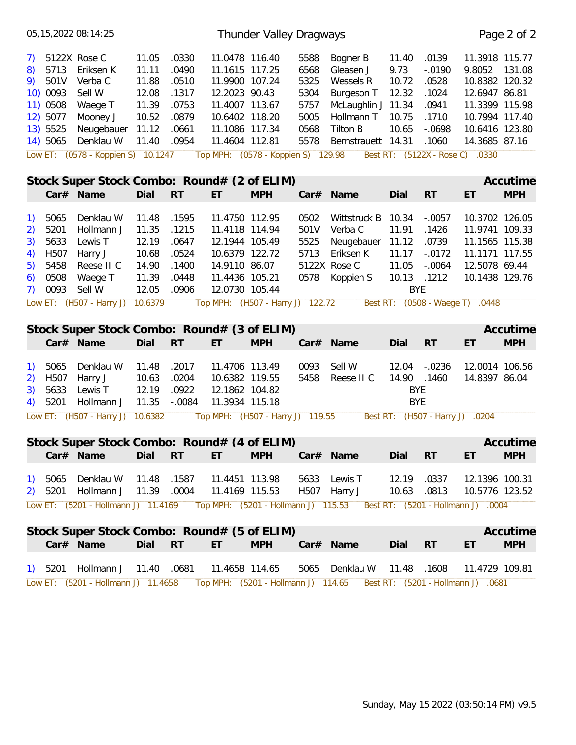| # | Car# | Name | Dial | RT | ET | MPH | Car# | Name | Dial | RT | ET | MPH |
|---|---|---|---|---|---|---|---|---|---|---|---|---|
| 7) | 5122X | Rose C | 11.05 | .0330 | 11.0478 | 116.40 | 5588 | Bogner B | 11.40 | .0139 | 11.3918 | 115.77 |
| 8) | 5713 | Eriksen K | 11.11 | .0490 | 11.1615 | 117.25 | 6568 | Gleasen J | 9.73 | -.0190 | 9.8052 | 131.08 |
| 9) | 501V | Verba C | 11.88 | .0510 | 11.9900 | 107.24 | 5325 | Wessels R | 10.72 | .0528 | 10.8382 | 120.32 |
| 10) | 0093 | Sell W | 12.08 | .1317 | 12.2023 | 90.43 | 5304 | Burgeson T | 12.32 | .1024 | 12.6947 | 86.81 |
| 11) | 0508 | Waege T | 11.39 | .0753 | 11.4007 | 113.67 | 5757 | McLaughlin J | 11.34 | .0941 | 11.3399 | 115.98 |
| 12) | 5077 | Mooney J | 10.52 | .0879 | 10.6402 | 118.20 | 5005 | Hollmann T | 10.75 | .1710 | 10.7994 | 117.40 |
| 13) | 5525 | Neugebauer | 11.12 | .0661 | 11.1086 | 117.34 | 0568 | Tilton B | 10.65 | -.0698 | 10.6416 | 123.80 |
| 14) | 5065 | Denklau W | 11.40 | .0954 | 11.4604 | 112.81 | 5578 | Bernstrauett | 14.31 | .1060 | 14.3685 | 87.16 |

Low ET: (0578 - Koppien S) 10.1247    Top MPH: (0578 - Koppien S) 129.98    Best RT: (5122X - Rose C) .0330

## Stock Super Stock Combo: Round# (2 of ELIM)

Accutime

| # | Car# | Name | Dial | RT | ET | MPH | Car# | Name | Dial | RT | ET | MPH |
|---|---|---|---|---|---|---|---|---|---|---|---|---|
| 1) | 5065 | Denklau W | 11.48 | .1595 | 11.4750 | 112.95 | 0502 | Wittstruck B | 10.34 | -.0057 | 10.3702 | 126.05 |
| 2) | 5201 | Hollmann J | 11.35 | .1215 | 11.4118 | 114.94 | 501V | Verba C | 11.91 | .1426 | 11.9741 | 109.33 |
| 3) | 5633 | Lewis T | 12.19 | .0647 | 12.1944 | 105.49 | 5525 | Neugebauer | 11.12 | .0739 | 11.1565 | 115.38 |
| 4) | H507 | Harry J | 10.68 | .0524 | 10.6379 | 122.72 | 5713 | Eriksen K | 11.17 | -.0172 | 11.1171 | 117.55 |
| 5) | 5458 | Reese II C | 14.90 | .1400 | 14.9110 | 86.07 | 5122X | Rose C | 11.05 | -.0064 | 12.5078 | 69.44 |
| 6) | 0508 | Waege T | 11.39 | .0448 | 11.4436 | 105.21 | 0578 | Koppien S | 10.13 | .1212 | 10.1438 | 129.76 |
| 7) | 0093 | Sell W | 12.05 | .0906 | 12.0730 | 105.44 | | | | BYE | | |

Low ET: (H507 - Harry J) 10.6379    Top MPH: (H507 - Harry J) 122.72    Best RT: (0508 - Waege T) .0448

## Stock Super Stock Combo: Round# (3 of ELIM)

Accutime

| # | Car# | Name | Dial | RT | ET | MPH | Car# | Name | Dial | RT | ET | MPH |
|---|---|---|---|---|---|---|---|---|---|---|---|---|
| 1) | 5065 | Denklau W | 11.48 | .2017 | 11.4706 | 113.49 | 0093 | Sell W | 12.04 | -.0236 | 12.0014 | 106.56 |
| 2) | H507 | Harry J | 10.63 | .0204 | 10.6382 | 119.55 | 5458 | Reese II C | 14.90 | .1460 | 14.8397 | 86.04 |
| 3) | 5633 | Lewis T | 12.19 | .0922 | 12.1862 | 104.82 | | | | BYE | | |
| 4) | 5201 | Hollmann J | 11.35 | -.0084 | 11.3934 | 115.18 | | | | BYE | | |

Low ET: (H507 - Harry J) 10.6382    Top MPH: (H507 - Harry J) 119.55    Best RT: (H507 - Harry J) .0204

## Stock Super Stock Combo: Round# (4 of ELIM)

Accutime

| # | Car# | Name | Dial | RT | ET | MPH | Car# | Name | Dial | RT | ET | MPH |
|---|---|---|---|---|---|---|---|---|---|---|---|---|
| 1) | 5065 | Denklau W | 11.48 | .1587 | 11.4451 | 113.98 | 5633 | Lewis T | 12.19 | .0337 | 12.1396 | 100.31 |
| 2) | 5201 | Hollmann J | 11.39 | .0004 | 11.4169 | 115.53 | H507 | Harry J | 10.63 | .0813 | 10.5776 | 123.52 |

Low ET: (5201 - Hollmann J) 11.4169    Top MPH: (5201 - Hollmann J) 115.53    Best RT: (5201 - Hollmann J) .0004

## Stock Super Stock Combo: Round# (5 of ELIM)

Accutime

| # | Car# | Name | Dial | RT | ET | MPH | Car# | Name | Dial | RT | ET | MPH |
|---|---|---|---|---|---|---|---|---|---|---|---|---|
| 1) | 5201 | Hollmann J | 11.40 | .0681 | 11.4658 | 114.65 | 5065 | Denklau W | 11.48 | .1608 | 11.4729 | 109.81 |

Low ET: (5201 - Hollmann J) 11.4658    Top MPH: (5201 - Hollmann J) 114.65    Best RT: (5201 - Hollmann J) .0681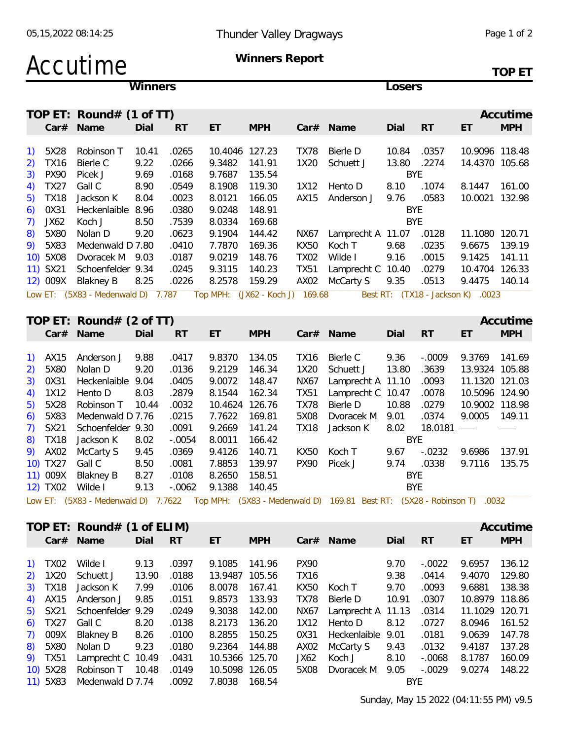# Accutime

**Thunder Valley Dragways**

**Winners Report**

**TOP ET**

## TOP ET: Round# (1 of TT)

| | Winners Car# | Name | Dial | RT | ET | MPH | Losers Car# | Name | Dial | RT | ET | MPH |
|---|---|---|---|---|---|---|---|---|---|---|---|---|
| 1) | 5X28 | Robinson T | 10.41 | .0265 | 10.4046 | 127.23 | TX78 | Bierle D | 10.84 | .0357 | 10.9096 | 118.48 |
| 2) | TX16 | Bierle C | 9.22 | .0266 | 9.3482 | 141.91 | 1X20 | Schuett J | 13.80 | .2274 | 14.4370 | 105.68 |
| 3) | PX90 | Picek J | 9.69 | .0168 | 9.7687 | 135.54 | | | BYE | | | |
| 4) | TX27 | Gall C | 8.90 | .0549 | 8.1908 | 119.30 | 1X12 | Hento D | 8.10 | .1074 | 8.1447 | 161.00 |
| 5) | TX18 | Jackson K | 8.04 | .0023 | 8.0121 | 166.05 | AX15 | Anderson J | 9.76 | .0583 | 10.0021 | 132.98 |
| 6) | 0X31 | Heckenlaible | 8.96 | .0380 | 9.0248 | 148.91 | | | BYE | | | |
| 7) | JX62 | Koch J | 8.50 | .7539 | 8.0334 | 169.68 | | | BYE | | | |
| 8) | 5X80 | Nolan D | 9.20 | .0623 | 9.1904 | 144.42 | NX67 | Lamprecht A | 11.07 | .0128 | 11.1080 | 120.71 |
| 9) | 5X83 | Medenwald D | 7.80 | .0410 | 7.7870 | 169.36 | KX50 | Koch T | 9.68 | .0235 | 9.6675 | 139.19 |
| 10) | 5X08 | Dvoracek M | 9.03 | .0187 | 9.0219 | 148.76 | TX02 | Wilde I | 9.16 | .0015 | 9.1425 | 141.11 |
| 11) | SX21 | Schoenfelder | 9.34 | .0245 | 9.3115 | 140.23 | TX51 | Lamprecht C | 10.40 | .0279 | 10.4704 | 126.33 |
| 12) | 009X | Blakney B | 8.25 | .0226 | 8.2578 | 159.29 | AX02 | McCarty S | 9.35 | .0513 | 9.4475 | 140.14 |

Low ET: (5X83 - Medenwald D) 7.787 Top MPH: (JX62 - Koch J) 169.68 Best RT: (TX18 - Jackson K) .0023

## TOP ET: Round# (2 of TT)

| | Winners Car# | Name | Dial | RT | ET | MPH | Losers Car# | Name | Dial | RT | ET | MPH |
|---|---|---|---|---|---|---|---|---|---|---|---|---|
| 1) | AX15 | Anderson J | 9.88 | .0417 | 9.8370 | 134.05 | TX16 | Bierle C | 9.36 | -.0009 | 9.3769 | 141.69 |
| 2) | 5X80 | Nolan D | 9.20 | .0136 | 9.2129 | 146.34 | 1X20 | Schuett J | 13.80 | .3639 | 13.9324 | 105.88 |
| 3) | 0X31 | Heckenlaible | 9.04 | .0405 | 9.0072 | 148.47 | NX67 | Lamprecht A | 11.10 | .0093 | 11.1320 | 121.03 |
| 4) | 1X12 | Hento D | 8.03 | .2879 | 8.1544 | 162.34 | TX51 | Lamprecht C | 10.47 | .0078 | 10.5096 | 124.90 |
| 5) | 5X28 | Robinson T | 10.44 | .0032 | 10.4624 | 126.76 | TX78 | Bierle D | 10.88 | .0279 | 10.9002 | 118.98 |
| 6) | 5X83 | Medenwald D | 7.76 | .0215 | 7.7622 | 169.81 | 5X08 | Dvoracek M | 9.01 | .0374 | 9.0005 | 149.11 |
| 7) | SX21 | Schoenfelder | 9.30 | .0091 | 9.2669 | 141.24 | TX18 | Jackson K | 8.02 | 18.0181 | ---- | ---- |
| 8) | TX18 | Jackson K | 8.02 | -.0054 | 8.0011 | 166.42 | | | BYE | | | |
| 9) | AX02 | McCarty S | 9.45 | .0369 | 9.4126 | 140.71 | KX50 | Koch T | 9.67 | -.0232 | 9.6986 | 137.91 |
| 10) | TX27 | Gall C | 8.50 | .0081 | 7.8853 | 139.97 | PX90 | Picek J | 9.74 | .0338 | 9.7116 | 135.75 |
| 11) | 009X | Blakney B | 8.27 | .0108 | 8.2650 | 158.51 | | | BYE | | | |
| 12) | TX02 | Wilde I | 9.13 | -.0062 | 9.1388 | 140.45 | | | BYE | | | |

Low ET: (5X83 - Medenwald D) 7.7622 Top MPH: (5X83 - Medenwald D) 169.81 Best RT: (5X28 - Robinson T) .0032

## TOP ET: Round# (1 of ELIM)

| | Winners Car# | Name | Dial | RT | ET | MPH | Losers Car# | Name | Dial | RT | ET | MPH |
|---|---|---|---|---|---|---|---|---|---|---|---|---|
| 1) | TX02 | Wilde I | 9.13 | .0397 | 9.1085 | 141.96 | PX90 | | 9.70 | -.0022 | 9.6957 | 136.12 |
| 2) | 1X20 | Schuett J | 13.90 | .0188 | 13.9487 | 105.56 | TX16 | | 9.38 | .0414 | 9.4070 | 129.80 |
| 3) | TX18 | Jackson K | 7.99 | .0106 | 8.0078 | 167.41 | KX50 | Koch T | 9.70 | .0093 | 9.6881 | 138.38 |
| 4) | AX15 | Anderson J | 9.85 | .0151 | 9.8573 | 133.93 | TX78 | Bierle D | 10.91 | .0307 | 10.8979 | 118.86 |
| 5) | SX21 | Schoenfelder | 9.29 | .0249 | 9.3038 | 142.00 | NX67 | Lamprecht A | 11.13 | .0314 | 11.1029 | 120.71 |
| 6) | TX27 | Gall C | 8.20 | .0138 | 8.2173 | 136.20 | 1X12 | Hento D | 8.12 | .0727 | 8.0946 | 161.52 |
| 7) | 009X | Blakney B | 8.26 | .0100 | 8.2855 | 150.25 | 0X31 | Heckenlaible | 9.01 | .0181 | 9.0639 | 147.78 |
| 8) | 5X80 | Nolan D | 9.23 | .0180 | 9.2364 | 144.88 | AX02 | McCarty S | 9.43 | .0132 | 9.4187 | 137.28 |
| 9) | TX51 | Lamprecht C | 10.49 | .0431 | 10.5366 | 125.70 | JX62 | Koch J | 8.10 | -.0068 | 8.1787 | 160.09 |
| 10) | 5X28 | Robinson T | 10.48 | .0149 | 10.5098 | 126.05 | 5X08 | Dvoracek M | 9.05 | -.0029 | 9.0274 | 148.22 |
| 11) | 5X83 | Medenwald D | 7.74 | .0092 | 7.8038 | 168.54 | | | BYE | | | |

Sunday, May 15 2022 (04:11:55 PM) v9.5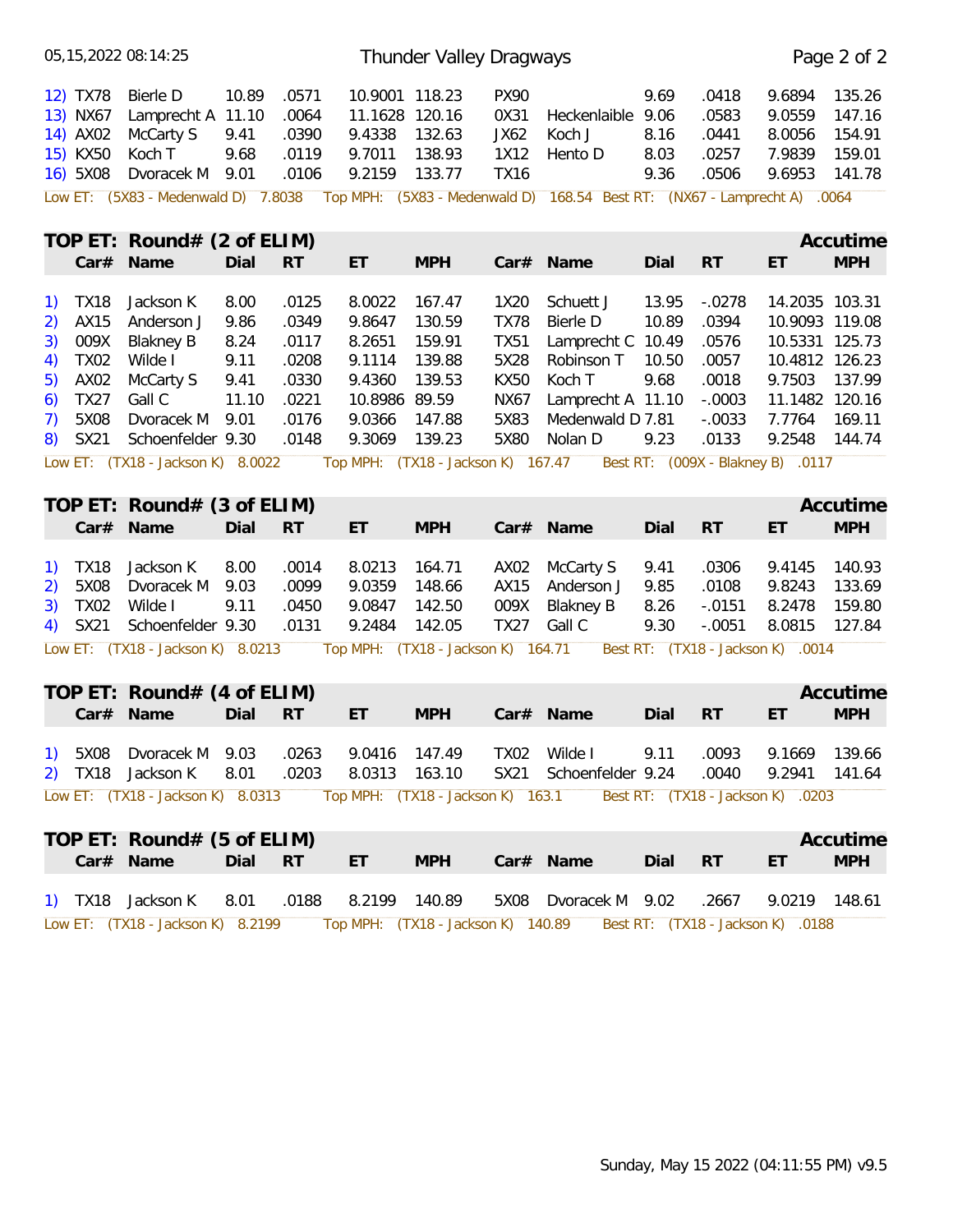| | Car# | Name | Dial | RT | ET | MPH | Car# | Name | Dial | RT | ET | MPH |
|---|---|---|---|---|---|---|---|---|---|---|---|---|
| 12) | TX78 | Bierle D | 10.89 | .0571 | 10.9001 | 118.23 | PX90 | | 9.69 | .0418 | 9.6894 | 135.26 |
| 13) | NX67 | Lamprecht A | 11.10 | .0064 | 11.1628 | 120.16 | 0X31 | Heckenlaible | 9.06 | .0583 | 9.0559 | 147.16 |
| 14) | AX02 | McCarty S | 9.41 | .0390 | 9.4338 | 132.63 | JX62 | Koch J | 8.16 | .0441 | 8.0056 | 154.91 |
| 15) | KX50 | Koch T | 9.68 | .0119 | 9.7011 | 138.93 | 1X12 | Hento D | 8.03 | .0257 | 7.9839 | 159.01 |
| 16) | 5X08 | Dvoracek M | 9.01 | .0106 | 9.2159 | 133.77 | TX16 | | 9.36 | .0506 | 9.6953 | 141.78 |

Low ET: (5X83 - Medenwald D) 7.8038 Top MPH: (5X83 - Medenwald D) 168.54 Best RT: (NX67 - Lamprecht A) .0064

## TOP ET: Round# (2 of ELIM)

Accutime

| | Car# | Name | Dial | RT | ET | MPH | Car# | Name | Dial | RT | ET | MPH |
|---|---|---|---|---|---|---|---|---|---|---|---|---|
| 1) | TX18 | Jackson K | 8.00 | .0125 | 8.0022 | 167.47 | 1X20 | Schuett J | 13.95 | -.0278 | 14.2035 | 103.31 |
| 2) | AX15 | Anderson J | 9.86 | .0349 | 9.8647 | 130.59 | TX78 | Bierle D | 10.89 | .0394 | 10.9093 | 119.08 |
| 3) | 009X | Blakney B | 8.24 | .0117 | 8.2651 | 159.91 | TX51 | Lamprecht C | 10.49 | .0576 | 10.5331 | 125.73 |
| 4) | TX02 | Wilde I | 9.11 | .0208 | 9.1114 | 139.88 | 5X28 | Robinson T | 10.50 | .0057 | 10.4812 | 126.23 |
| 5) | AX02 | McCarty S | 9.41 | .0330 | 9.4360 | 139.53 | KX50 | Koch T | 9.68 | .0018 | 9.7503 | 137.99 |
| 6) | TX27 | Gall C | 11.10 | .0221 | 10.8986 | 89.59 | NX67 | Lamprecht A | 11.10 | -.0003 | 11.1482 | 120.16 |
| 7) | 5X08 | Dvoracek M | 9.01 | .0176 | 9.0366 | 147.88 | 5X83 | Medenwald D | 7.81 | -.0033 | 7.7764 | 169.11 |
| 8) | SX21 | Schoenfelder | 9.30 | .0148 | 9.3069 | 139.23 | 5X80 | Nolan D | 9.23 | .0133 | 9.2548 | 144.74 |

Low ET: (TX18 - Jackson K) 8.0022 Top MPH: (TX18 - Jackson K) 167.47 Best RT: (009X - Blakney B) .0117

## TOP ET: Round# (3 of ELIM)

Accutime

| | Car# | Name | Dial | RT | ET | MPH | Car# | Name | Dial | RT | ET | MPH |
|---|---|---|---|---|---|---|---|---|---|---|---|---|
| 1) | TX18 | Jackson K | 8.00 | .0014 | 8.0213 | 164.71 | AX02 | McCarty S | 9.41 | .0306 | 9.4145 | 140.93 |
| 2) | 5X08 | Dvoracek M | 9.03 | .0099 | 9.0359 | 148.66 | AX15 | Anderson J | 9.85 | .0108 | 9.8243 | 133.69 |
| 3) | TX02 | Wilde I | 9.11 | .0450 | 9.0847 | 142.50 | 009X | Blakney B | 8.26 | -.0151 | 8.2478 | 159.80 |
| 4) | SX21 | Schoenfelder | 9.30 | .0131 | 9.2484 | 142.05 | TX27 | Gall C | 9.30 | -.0051 | 8.0815 | 127.84 |

Low ET: (TX18 - Jackson K) 8.0213 Top MPH: (TX18 - Jackson K) 164.71 Best RT: (TX18 - Jackson K) .0014

## TOP ET: Round# (4 of ELIM)

Accutime

| | Car# | Name | Dial | RT | ET | MPH | Car# | Name | Dial | RT | ET | MPH |
|---|---|---|---|---|---|---|---|---|---|---|---|---|
| 1) | 5X08 | Dvoracek M | 9.03 | .0263 | 9.0416 | 147.49 | TX02 | Wilde I | 9.11 | .0093 | 9.1669 | 139.66 |
| 2) | TX18 | Jackson K | 8.01 | .0203 | 8.0313 | 163.10 | SX21 | Schoenfelder | 9.24 | .0040 | 9.2941 | 141.64 |

Low ET: (TX18 - Jackson K) 8.0313 Top MPH: (TX18 - Jackson K) 163.1 Best RT: (TX18 - Jackson K) .0203

## TOP ET: Round# (5 of ELIM)

Accutime

| | Car# | Name | Dial | RT | ET | MPH | Car# | Name | Dial | RT | ET | MPH |
|---|---|---|---|---|---|---|---|---|---|---|---|---|
| 1) | TX18 | Jackson K | 8.01 | .0188 | 8.2199 | 140.89 | 5X08 | Dvoracek M | 9.02 | .2667 | 9.0219 | 148.61 |

Low ET: (TX18 - Jackson K) 8.2199 Top MPH: (TX18 - Jackson K) 140.89 Best RT: (TX18 - Jackson K) .0188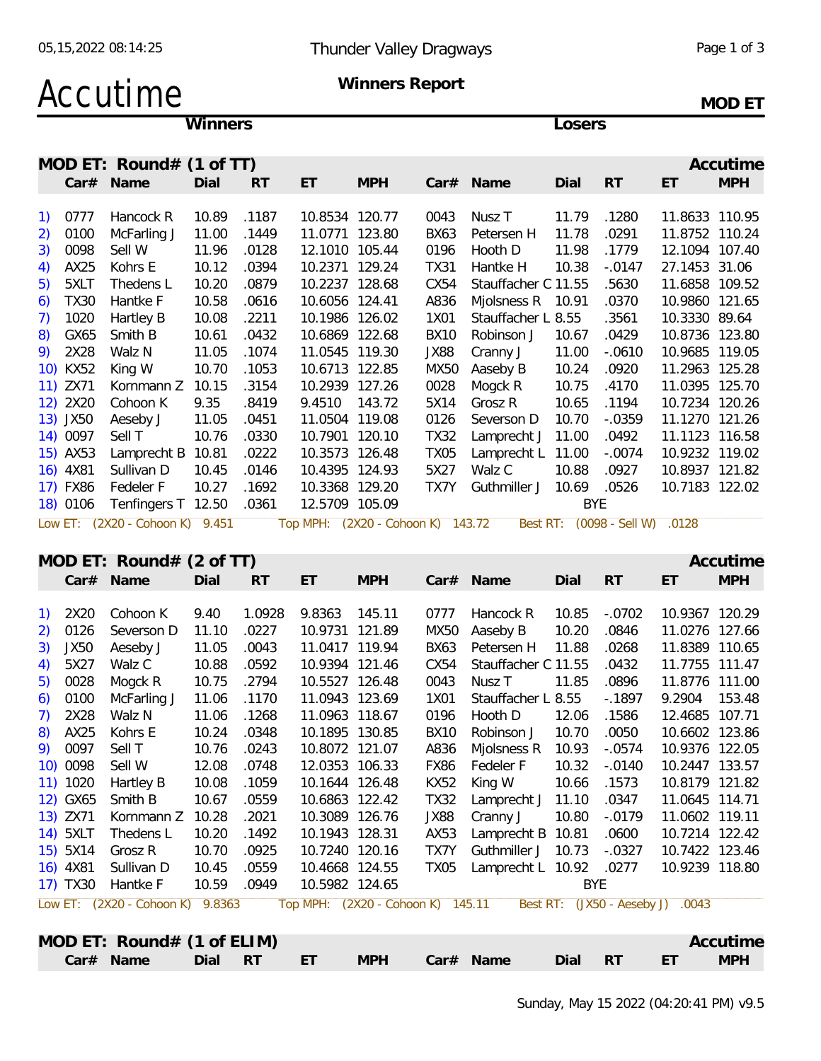Thunder Valley Dragways

# Accutime

**Winners Report**

**MOD ET**

## MOD ET: Round# (1 of TT)

| | Winners Car# | Name | Dial | RT | ET | MPH | Losers Car# | Name | Dial | RT | ET | MPH |
|---|---|---|---|---|---|---|---|---|---|---|---|---|
| 1) | 0777 | Hancock R | 10.89 | .1187 | 10.8534 | 120.77 | 0043 | Nusz T | 11.79 | .1280 | 11.8633 | 110.95 |
| 2) | 0100 | McFarling J | 11.00 | .1449 | 11.0771 | 123.80 | BX63 | Petersen H | 11.78 | .0291 | 11.8752 | 110.24 |
| 3) | 0098 | Sell W | 11.96 | .0128 | 12.1010 | 105.44 | 0196 | Hooth D | 11.98 | .1779 | 12.1094 | 107.40 |
| 4) | AX25 | Kohrs E | 10.12 | .0394 | 10.2371 | 129.24 | TX31 | Hantke H | 10.38 | -.0147 | 27.1453 | 31.06 |
| 5) | 5XLT | Thedens L | 10.20 | .0879 | 10.2237 | 128.68 | CX54 | Stauffacher C | 11.55 | .5630 | 11.6858 | 109.52 |
| 6) | TX30 | Hantke F | 10.58 | .0616 | 10.6056 | 124.41 | A836 | Mjolsness R | 10.91 | .0370 | 10.9860 | 121.65 |
| 7) | 1020 | Hartley B | 10.08 | .2211 | 10.1986 | 126.02 | 1X01 | Stauffacher L | 8.55 | .3561 | 10.3330 | 89.64 |
| 8) | GX65 | Smith B | 10.61 | .0432 | 10.6869 | 122.68 | BX10 | Robinson J | 10.67 | .0429 | 10.8736 | 123.80 |
| 9) | 2X28 | Walz N | 11.05 | .1074 | 11.0545 | 119.30 | JX88 | Cranny J | 11.00 | -.0610 | 10.9685 | 119.05 |
| 10) | KX52 | King W | 10.70 | .1053 | 10.6713 | 122.85 | MX50 | Aaseby B | 10.24 | .0920 | 11.2963 | 125.28 |
| 11) | ZX71 | Kornmann Z | 10.15 | .3154 | 10.2939 | 127.26 | 0028 | Mogck R | 10.75 | .4170 | 11.0395 | 125.70 |
| 12) | 2X20 | Cohoon K | 9.35 | .8419 | 9.4510 | 143.72 | 5X14 | Grosz R | 10.65 | .1194 | 10.7234 | 120.26 |
| 13) | JX50 | Aeseby J | 11.05 | .0451 | 11.0504 | 119.08 | 0126 | Severson D | 10.70 | -.0359 | 11.1270 | 121.26 |
| 14) | 0097 | Sell T | 10.76 | .0330 | 10.7901 | 120.10 | TX32 | Lamprecht J | 11.00 | .0492 | 11.1123 | 116.58 |
| 15) | AX53 | Lamprecht B | 10.81 | .0222 | 10.3573 | 126.48 | TX05 | Lamprecht L | 11.00 | -.0074 | 10.9232 | 119.02 |
| 16) | 4X81 | Sullivan D | 10.45 | .0146 | 10.4395 | 124.93 | 5X27 | Walz C | 10.88 | .0927 | 10.8937 | 121.82 |
| 17) | FX86 | Fedeler F | 10.27 | .1692 | 10.3368 | 129.20 | TX7Y | Guthmiller J | 10.69 | .0526 | 10.7183 | 122.02 |
| 18) | 0106 | Tenfingers T | 12.50 | .0361 | 12.5709 | 105.09 | | BYE | | | | |

Low ET: (2X20 - Cohoon K) 9.451 Top MPH: (2X20 - Cohoon K) 143.72 Best RT: (0098 - Sell W) .0128

## MOD ET: Round# (2 of TT)

| | Winners Car# | Name | Dial | RT | ET | MPH | Losers Car# | Name | Dial | RT | ET | MPH |
|---|---|---|---|---|---|---|---|---|---|---|---|---|
| 1) | 2X20 | Cohoon K | 9.40 | 1.0928 | 9.8363 | 145.11 | 0777 | Hancock R | 10.85 | -.0702 | 10.9367 | 120.29 |
| 2) | 0126 | Severson D | 11.10 | .0227 | 10.9731 | 121.89 | MX50 | Aaseby B | 10.20 | .0846 | 11.0276 | 127.66 |
| 3) | JX50 | Aeseby J | 11.05 | .0043 | 11.0417 | 119.94 | BX63 | Petersen H | 11.88 | .0268 | 11.8389 | 110.65 |
| 4) | 5X27 | Walz C | 10.88 | .0592 | 10.9394 | 121.46 | CX54 | Stauffacher C | 11.55 | .0432 | 11.7755 | 111.47 |
| 5) | 0028 | Mogck R | 10.75 | .2794 | 10.5527 | 126.48 | 0043 | Nusz T | 11.85 | .0896 | 11.8776 | 111.00 |
| 6) | 0100 | McFarling J | 11.06 | .1170 | 11.0943 | 123.69 | 1X01 | Stauffacher L | 8.55 | -.1897 | 9.2904 | 153.48 |
| 7) | 2X28 | Walz N | 11.06 | .1268 | 11.0963 | 118.67 | 0196 | Hooth D | 12.06 | .1586 | 12.4685 | 107.71 |
| 8) | AX25 | Kohrs E | 10.24 | .0348 | 10.1895 | 130.85 | BX10 | Robinson J | 10.70 | .0050 | 10.6602 | 123.86 |
| 9) | 0097 | Sell T | 10.76 | .0243 | 10.8072 | 121.07 | A836 | Mjolsness R | 10.93 | -.0574 | 10.9376 | 122.05 |
| 10) | 0098 | Sell W | 12.08 | .0748 | 12.0353 | 106.33 | FX86 | Fedeler F | 10.32 | -.0140 | 10.2447 | 133.57 |
| 11) | 1020 | Hartley B | 10.08 | .1059 | 10.1644 | 126.48 | KX52 | King W | 10.66 | .1573 | 10.8179 | 121.82 |
| 12) | GX65 | Smith B | 10.67 | .0559 | 10.6863 | 122.42 | TX32 | Lamprecht J | 11.10 | .0347 | 11.0645 | 114.71 |
| 13) | ZX71 | Kornmann Z | 10.28 | .2021 | 10.3089 | 126.76 | JX88 | Cranny J | 10.80 | -.0179 | 11.0602 | 119.11 |
| 14) | 5XLT | Thedens L | 10.20 | .1492 | 10.1943 | 128.31 | AX53 | Lamprecht B | 10.81 | .0600 | 10.7214 | 122.42 |
| 15) | 5X14 | Grosz R | 10.70 | .0925 | 10.7240 | 120.16 | TX7Y | Guthmiller J | 10.73 | -.0327 | 10.7422 | 123.46 |
| 16) | 4X81 | Sullivan D | 10.45 | .0559 | 10.4668 | 124.55 | TX05 | Lamprecht L | 10.92 | .0277 | 10.9239 | 118.80 |
| 17) | TX30 | Hantke F | 10.59 | .0949 | 10.5982 | 124.65 | | BYE | | | | |

Low ET: (2X20 - Cohoon K) 9.8363 Top MPH: (2X20 - Cohoon K) 145.11 Best RT: (JX50 - Aeseby J) .0043

## MOD ET: Round# (1 of ELIM)

| | Car# | Name | Dial | RT | ET | MPH | Car# | Name | Dial | RT | ET | MPH |
|---|---|---|---|---|---|---|---|---|---|---|---|---|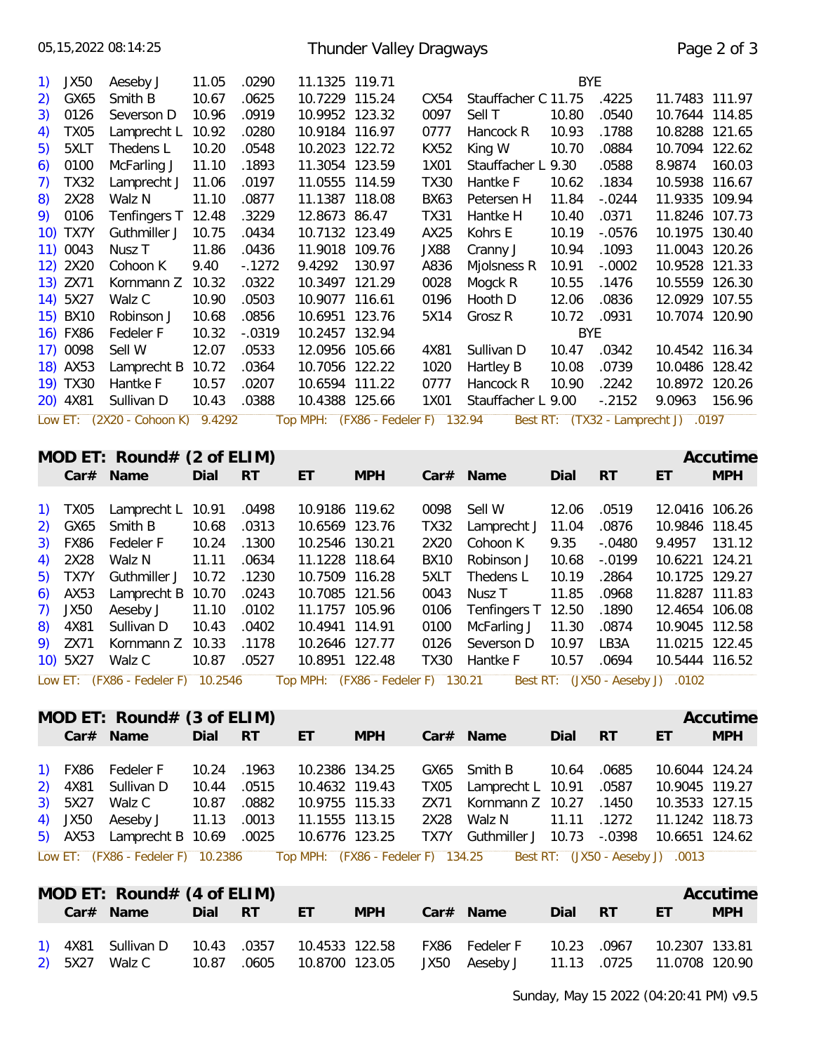| | Car# | Name | Dial | RT | ET | MPH | Car# | Name | Dial | RT | ET | MPH |
|---|---|---|---|---|---|---|---|---|---|---|---|---|
| 1) | JX50 | Aeseby J | 11.05 | .0290 | 11.1325 | 119.71 | | | | BYE | | |
| 2) | GX65 | Smith B | 10.67 | .0625 | 10.7229 | 115.24 | CX54 | Stauffacher C | 11.75 | .4225 | 11.7483 | 111.97 |
| 3) | 0126 | Severson D | 10.96 | .0919 | 10.9952 | 123.32 | 0097 | Sell T | 10.80 | .0540 | 10.7644 | 114.85 |
| 4) | TX05 | Lamprecht L | 10.92 | .0280 | 10.9184 | 116.97 | 0777 | Hancock R | 10.93 | .1788 | 10.8288 | 121.65 |
| 5) | 5XLT | Thedens L | 10.20 | .0548 | 10.2023 | 122.72 | KX52 | King W | 10.70 | .0884 | 10.7094 | 122.62 |
| 6) | 0100 | McFarling J | 11.10 | .1893 | 11.3054 | 123.59 | 1X01 | Stauffacher L | 9.30 | .0588 | 8.9874 | 160.03 |
| 7) | TX32 | Lamprecht J | 11.06 | .0197 | 11.0555 | 114.59 | TX30 | Hantke F | 10.62 | .1834 | 10.5938 | 116.67 |
| 8) | 2X28 | Walz N | 11.10 | .0877 | 11.1387 | 118.08 | BX63 | Petersen H | 11.84 | -.0244 | 11.9335 | 109.94 |
| 9) | 0106 | Tenfingers T | 12.48 | .3229 | 12.8673 | 86.47 | TX31 | Hantke H | 10.40 | .0371 | 11.8246 | 107.73 |
| 10) | TX7Y | Guthmiller J | 10.75 | .0434 | 10.7132 | 123.49 | AX25 | Kohrs E | 10.19 | -.0576 | 10.1975 | 130.40 |
| 11) | 0043 | Nusz T | 11.86 | .0436 | 11.9018 | 109.76 | JX88 | Cranny J | 10.94 | .1093 | 11.0043 | 120.26 |
| 12) | 2X20 | Cohoon K | 9.40 | -.1272 | 9.4292 | 130.97 | A836 | Mjolsness R | 10.91 | -.0002 | 10.9528 | 121.33 |
| 13) | ZX71 | Kornmann Z | 10.32 | .0322 | 10.3497 | 121.29 | 0028 | Mogck R | 10.55 | .1476 | 10.5559 | 126.30 |
| 14) | 5X27 | Walz C | 10.90 | .0503 | 10.9077 | 116.61 | 0196 | Hooth D | 12.06 | .0836 | 12.0929 | 107.55 |
| 15) | BX10 | Robinson J | 10.68 | .0856 | 10.6951 | 123.76 | 5X14 | Grosz R | 10.72 | .0931 | 10.7074 | 120.90 |
| 16) | FX86 | Fedeler F | 10.32 | -.0319 | 10.2457 | 132.94 | | | | BYE | | |
| 17) | 0098 | Sell W | 12.07 | .0533 | 12.0956 | 105.66 | 4X81 | Sullivan D | 10.47 | .0342 | 10.4542 | 116.34 |
| 18) | AX53 | Lamprecht B | 10.72 | .0364 | 10.7056 | 122.22 | 1020 | Hartley B | 10.08 | .0739 | 10.0486 | 128.42 |
| 19) | TX30 | Hantke F | 10.57 | .0207 | 10.6594 | 111.22 | 0777 | Hancock R | 10.90 | .2242 | 10.8972 | 120.26 |
| 20) | 4X81 | Sullivan D | 10.43 | .0388 | 10.4388 | 125.66 | 1X01 | Stauffacher L | 9.00 | -.2152 | 9.0963 | 156.96 |

Low ET: (2X20 - Cohoon K) 9.4292 Top MPH: (FX86 - Fedeler F) 132.94 Best RT: (TX32 - Lamprecht J) .0197

## MOD ET: Round# (2 of ELIM) — Accutime

| | Car# | Name | Dial | RT | ET | MPH | Car# | Name | Dial | RT | ET | MPH |
|---|---|---|---|---|---|---|---|---|---|---|---|---|
| 1) | TX05 | Lamprecht L | 10.91 | .0498 | 10.9186 | 119.62 | 0098 | Sell W | 12.06 | .0519 | 12.0416 | 106.26 |
| 2) | GX65 | Smith B | 10.68 | .0313 | 10.6569 | 123.76 | TX32 | Lamprecht J | 11.04 | .0876 | 10.9846 | 118.45 |
| 3) | FX86 | Fedeler F | 10.24 | .1300 | 10.2546 | 130.21 | 2X20 | Cohoon K | 9.35 | -.0480 | 9.4957 | 131.12 |
| 4) | 2X28 | Walz N | 11.11 | .0634 | 11.1228 | 118.64 | BX10 | Robinson J | 10.68 | -.0199 | 10.6221 | 124.21 |
| 5) | TX7Y | Guthmiller J | 10.72 | .1230 | 10.7509 | 116.28 | 5XLT | Thedens L | 10.19 | .2864 | 10.1725 | 129.27 |
| 6) | AX53 | Lamprecht B | 10.70 | .0243 | 10.7085 | 121.56 | 0043 | Nusz T | 11.85 | .0968 | 11.8287 | 111.83 |
| 7) | JX50 | Aeseby J | 11.10 | .0102 | 11.1757 | 105.96 | 0106 | Tenfingers T | 12.50 | .1890 | 12.4654 | 106.08 |
| 8) | 4X81 | Sullivan D | 10.43 | .0402 | 10.4941 | 114.91 | 0100 | McFarling J | 11.30 | .0874 | 10.9045 | 112.58 |
| 9) | ZX71 | Kornmann Z | 10.33 | .1178 | 10.2646 | 127.77 | 0126 | Severson D | 10.97 | LB3A | 11.0215 | 122.45 |
| 10) | 5X27 | Walz C | 10.87 | .0527 | 10.8951 | 122.48 | TX30 | Hantke F | 10.57 | .0694 | 10.5444 | 116.52 |

Low ET: (FX86 - Fedeler F) 10.2546 Top MPH: (FX86 - Fedeler F) 130.21 Best RT: (JX50 - Aeseby J) .0102

## MOD ET: Round# (3 of ELIM) — Accutime

| | Car# | Name | Dial | RT | ET | MPH | Car# | Name | Dial | RT | ET | MPH |
|---|---|---|---|---|---|---|---|---|---|---|---|---|
| 1) | FX86 | Fedeler F | 10.24 | .1963 | 10.2386 | 134.25 | GX65 | Smith B | 10.64 | .0685 | 10.6044 | 124.24 |
| 2) | 4X81 | Sullivan D | 10.44 | .0515 | 10.4632 | 119.43 | TX05 | Lamprecht L | 10.91 | .0587 | 10.9045 | 119.27 |
| 3) | 5X27 | Walz C | 10.87 | .0882 | 10.9755 | 115.33 | ZX71 | Kornmann Z | 10.27 | .1450 | 10.3533 | 127.15 |
| 4) | JX50 | Aeseby J | 11.13 | .0013 | 11.1555 | 113.15 | 2X28 | Walz N | 11.11 | .1272 | 11.1242 | 118.73 |
| 5) | AX53 | Lamprecht B | 10.69 | .0025 | 10.6776 | 123.25 | TX7Y | Guthmiller J | 10.73 | -.0398 | 10.6651 | 124.62 |

Low ET: (FX86 - Fedeler F) 10.2386 Top MPH: (FX86 - Fedeler F) 134.25 Best RT: (JX50 - Aeseby J) .0013

## MOD ET: Round# (4 of ELIM) — Accutime

| | Car# | Name | Dial | RT | ET | MPH | Car# | Name | Dial | RT | ET | MPH |
|---|---|---|---|---|---|---|---|---|---|---|---|---|
| 1) | 4X81 | Sullivan D | 10.43 | .0357 | 10.4533 | 122.58 | FX86 | Fedeler F | 10.23 | .0967 | 10.2307 | 133.81 |
| 2) | 5X27 | Walz C | 10.87 | .0605 | 10.8700 | 123.05 | JX50 | Aeseby J | 11.13 | .0725 | 11.0708 | 120.90 |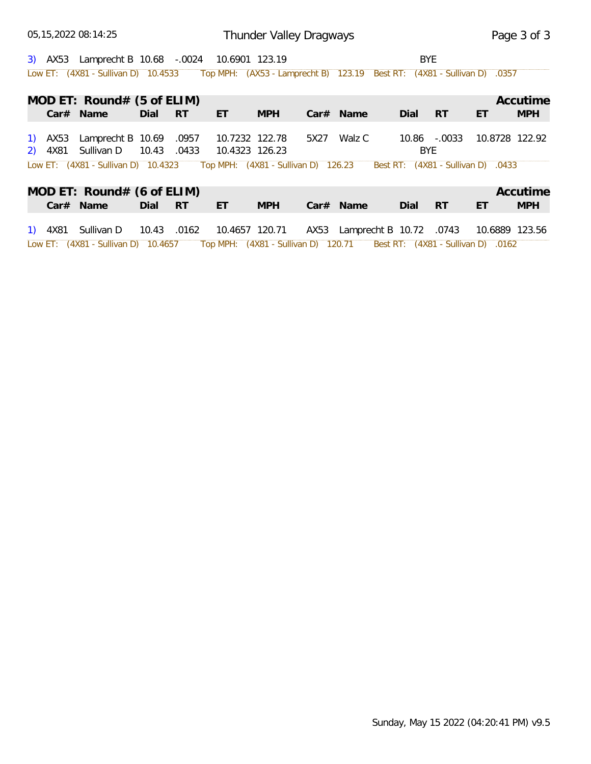| | Car# | Name | Dial | RT | ET | MPH | Car# | Name | Dial | RT | ET | MPH |
|---|---|---|---|---|---|---|---|---|---|---|---|---|
| 3) | AX53 | Lamprecht B | 10.68 | -.0024 | 10.6901 | 123.19 | | | | BYE | | |

Low ET: (4X81 - Sullivan D) 10.4533 Top MPH: (AX53 - Lamprecht B) 123.19 Best RT: (4X81 - Sullivan D) .0357

## MOD ET: Round# (5 of ELIM)

Accutime

| | Car# | Name | Dial | RT | ET | MPH | Car# | Name | Dial | RT | ET | MPH |
|---|---|---|---|---|---|---|---|---|---|---|---|---|
| 1) | AX53 | Lamprecht B | 10.69 | .0957 | 10.7232 | 122.78 | 5X27 | Walz C | 10.86 | -.0033 | 10.8728 | 122.92 |
| 2) | 4X81 | Sullivan D | 10.43 | .0433 | 10.4323 | 126.23 | | | | BYE | | |

Low ET: (4X81 - Sullivan D) 10.4323 Top MPH: (4X81 - Sullivan D) 126.23 Best RT: (4X81 - Sullivan D) .0433

## MOD ET: Round# (6 of ELIM)

Accutime

| | Car# | Name | Dial | RT | ET | MPH | Car# | Name | Dial | RT | ET | MPH |
|---|---|---|---|---|---|---|---|---|---|---|---|---|
| 1) | 4X81 | Sullivan D | 10.43 | .0162 | 10.4657 | 120.71 | AX53 | Lamprecht B | 10.72 | .0743 | 10.6889 | 123.56 |

Low ET: (4X81 - Sullivan D) 10.4657 Top MPH: (4X81 - Sullivan D) 120.71 Best RT: (4X81 - Sullivan D) .0162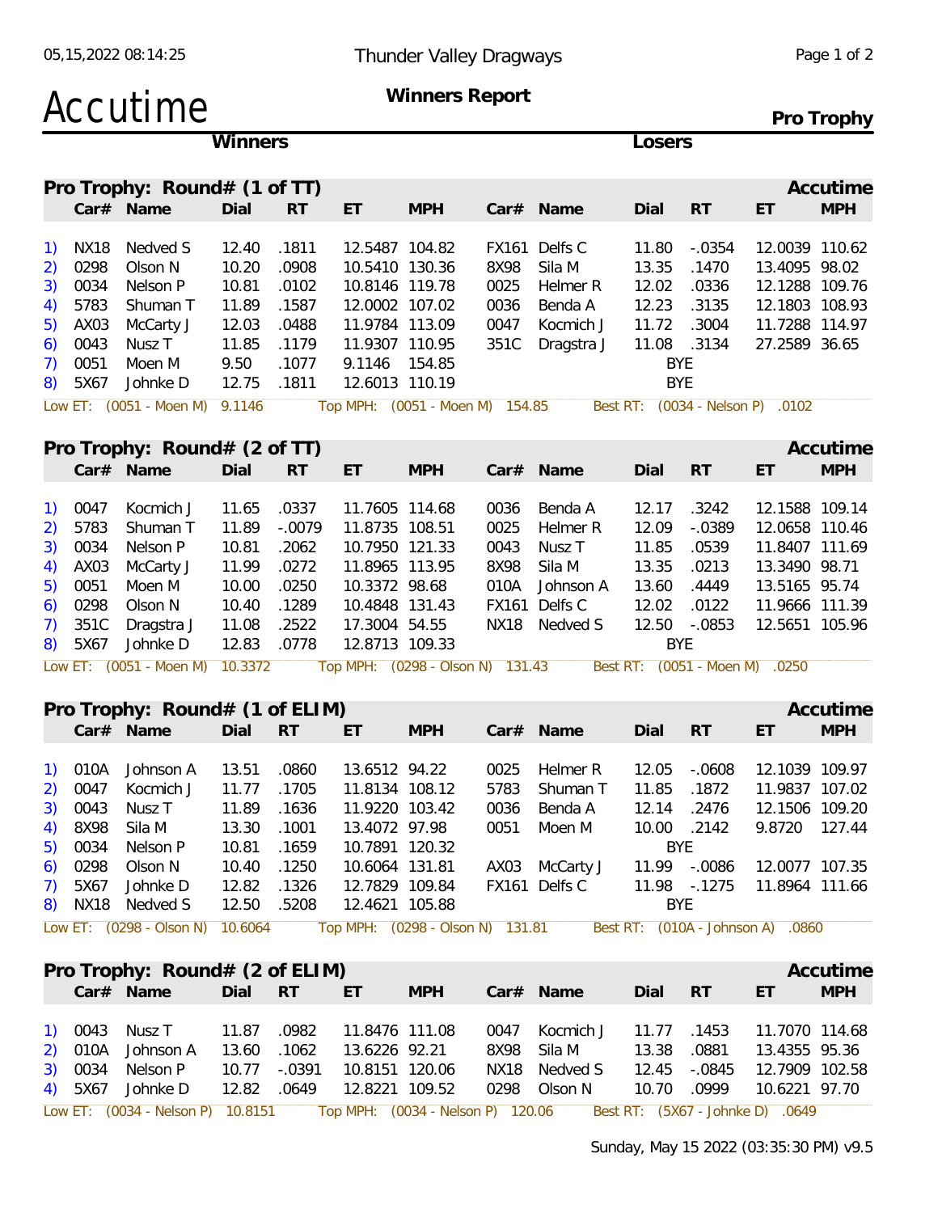# Accutime

**Thunder Valley Dragways**

**Winners Report**

**Pro Trophy**

## Pro Trophy: Round# (1 of TT)

**Accutime**

| # | Car# | Name | Dial | RT | ET | MPH | Car# | Name | Dial | RT | ET | MPH |
|---|---|---|---|---|---|---|---|---|---|---|---|---|
| 1) | NX18 | Nedved S | 12.40 | .1811 | 12.5487 | 104.82 | FX161 | Delfs C | 11.80 | -.0354 | 12.0039 | 110.62 |
| 2) | 0298 | Olson N | 10.20 | .0908 | 10.5410 | 130.36 | 8X98 | Sila M | 13.35 | .1470 | 13.4095 | 98.02 |
| 3) | 0034 | Nelson P | 10.81 | .0102 | 10.8146 | 119.78 | 0025 | Helmer R | 12.02 | .0336 | 12.1288 | 109.76 |
| 4) | 5783 | Shuman T | 11.89 | .1587 | 12.0002 | 107.02 | 0036 | Benda A | 12.23 | .3135 | 12.1803 | 108.93 |
| 5) | AX03 | McCarty J | 12.03 | .0488 | 11.9784 | 113.09 | 0047 | Kocmich J | 11.72 | .3004 | 11.7288 | 114.97 |
| 6) | 0043 | Nusz T | 11.85 | .1179 | 11.9307 | 110.95 | 351C | Dragstra J | 11.08 | .3134 | 27.2589 | 36.65 |
| 7) | 0051 | Moen M | 9.50 | .1077 | 9.1146 | 154.85 | | | BYE | | | |
| 8) | 5X67 | Johnke D | 12.75 | .1811 | 12.6013 | 110.19 | | | BYE | | | |

Low ET: (0051 - Moen M) 9.1146 Top MPH: (0051 - Moen M) 154.85 Best RT: (0034 - Nelson P) .0102

## Pro Trophy: Round# (2 of TT)

**Accutime**

| # | Car# | Name | Dial | RT | ET | MPH | Car# | Name | Dial | RT | ET | MPH |
|---|---|---|---|---|---|---|---|---|---|---|---|---|
| 1) | 0047 | Kocmich J | 11.65 | .0337 | 11.7605 | 114.68 | 0036 | Benda A | 12.17 | .3242 | 12.1588 | 109.14 |
| 2) | 5783 | Shuman T | 11.89 | -.0079 | 11.8735 | 108.51 | 0025 | Helmer R | 12.09 | -.0389 | 12.0658 | 110.46 |
| 3) | 0034 | Nelson P | 10.81 | .2062 | 10.7950 | 121.33 | 0043 | Nusz T | 11.85 | .0539 | 11.8407 | 111.69 |
| 4) | AX03 | McCarty J | 11.99 | .0272 | 11.8965 | 113.95 | 8X98 | Sila M | 13.35 | .0213 | 13.3490 | 98.71 |
| 5) | 0051 | Moen M | 10.00 | .0250 | 10.3372 | 98.68 | 010A | Johnson A | 13.60 | .4449 | 13.5165 | 95.74 |
| 6) | 0298 | Olson N | 10.40 | .1289 | 10.4848 | 131.43 | FX161 | Delfs C | 12.02 | .0122 | 11.9666 | 111.39 |
| 7) | 351C | Dragstra J | 11.08 | .2522 | 17.3004 | 54.55 | NX18 | Nedved S | 12.50 | -.0853 | 12.5651 | 105.96 |
| 8) | 5X67 | Johnke D | 12.83 | .0778 | 12.8713 | 109.33 | | | BYE | | | |

Low ET: (0051 - Moen M) 10.3372 Top MPH: (0298 - Olson N) 131.43 Best RT: (0051 - Moen M) .0250

## Pro Trophy: Round# (1 of ELIM)

**Accutime**

| # | Car# | Name | Dial | RT | ET | MPH | Car# | Name | Dial | RT | ET | MPH |
|---|---|---|---|---|---|---|---|---|---|---|---|---|
| 1) | 010A | Johnson A | 13.51 | .0860 | 13.6512 | 94.22 | 0025 | Helmer R | 12.05 | -.0608 | 12.1039 | 109.97 |
| 2) | 0047 | Kocmich J | 11.77 | .1705 | 11.8134 | 108.12 | 5783 | Shuman T | 11.85 | .1872 | 11.9837 | 107.02 |
| 3) | 0043 | Nusz T | 11.89 | .1636 | 11.9220 | 103.42 | 0036 | Benda A | 12.14 | .2476 | 12.1506 | 109.20 |
| 4) | 8X98 | Sila M | 13.30 | .1001 | 13.4072 | 97.98 | 0051 | Moen M | 10.00 | .2142 | 9.8720 | 127.44 |
| 5) | 0034 | Nelson P | 10.81 | .1659 | 10.7891 | 120.32 | | | BYE | | | |
| 6) | 0298 | Olson N | 10.40 | .1250 | 10.6064 | 131.81 | AX03 | McCarty J | 11.99 | -.0086 | 12.0077 | 107.35 |
| 7) | 5X67 | Johnke D | 12.82 | .1326 | 12.7829 | 109.84 | FX161 | Delfs C | 11.98 | -.1275 | 11.8964 | 111.66 |
| 8) | NX18 | Nedved S | 12.50 | .5208 | 12.4621 | 105.88 | | | BYE | | | |

Low ET: (0298 - Olson N) 10.6064 Top MPH: (0298 - Olson N) 131.81 Best RT: (010A - Johnson A) .0860

## Pro Trophy: Round# (2 of ELIM)

**Accutime**

| # | Car# | Name | Dial | RT | ET | MPH | Car# | Name | Dial | RT | ET | MPH |
|---|---|---|---|---|---|---|---|---|---|---|---|---|
| 1) | 0043 | Nusz T | 11.87 | .0982 | 11.8476 | 111.08 | 0047 | Kocmich J | 11.77 | .1453 | 11.7070 | 114.68 |
| 2) | 010A | Johnson A | 13.60 | .1062 | 13.6226 | 92.21 | 8X98 | Sila M | 13.38 | .0881 | 13.4355 | 95.36 |
| 3) | 0034 | Nelson P | 10.77 | -.0391 | 10.8151 | 120.06 | NX18 | Nedved S | 12.45 | -.0845 | 12.7909 | 102.58 |
| 4) | 5X67 | Johnke D | 12.82 | .0649 | 12.8221 | 109.52 | 0298 | Olson N | 10.70 | .0999 | 10.6221 | 97.70 |

Low ET: (0034 - Nelson P) 10.8151 Top MPH: (0034 - Nelson P) 120.06 Best RT: (5X67 - Johnke D) .0649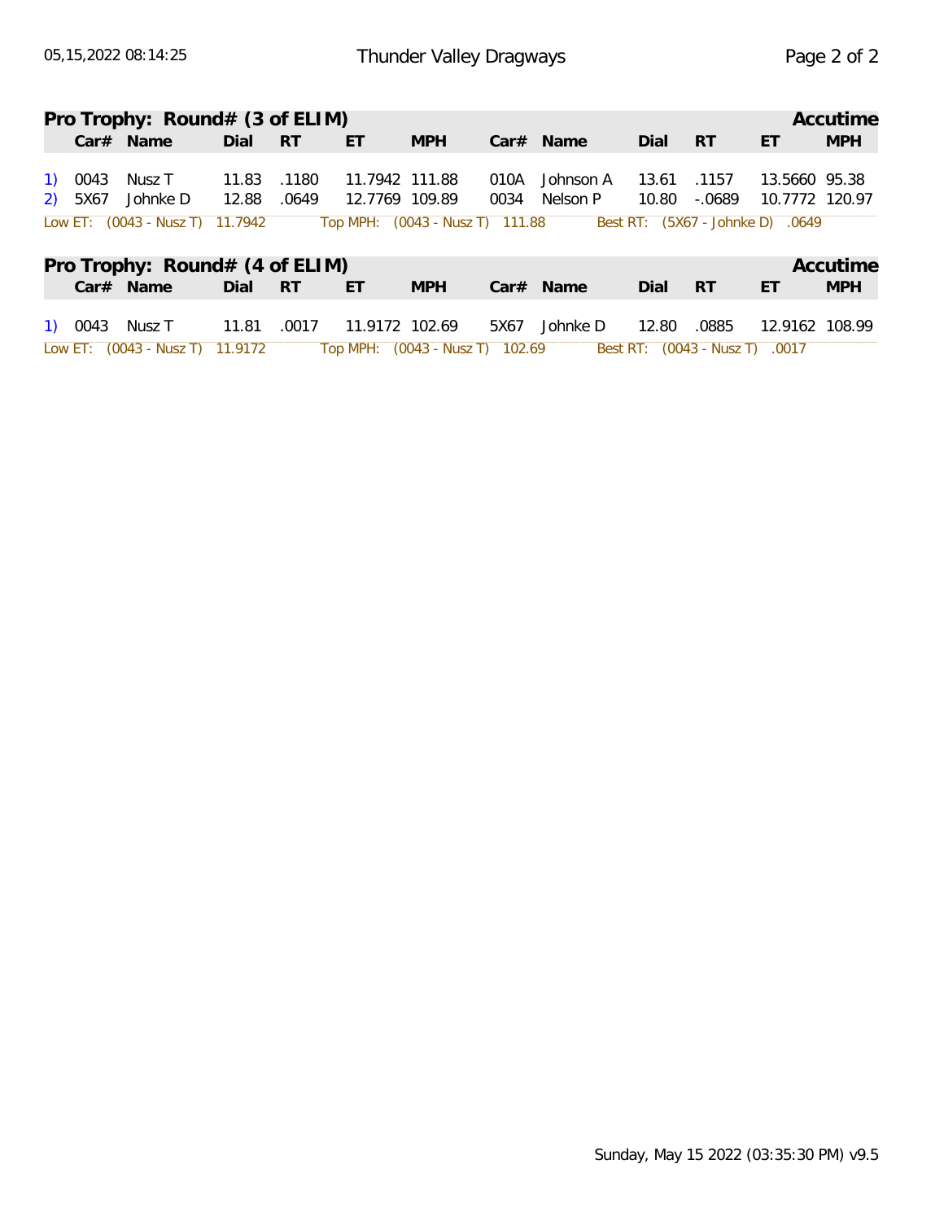## Pro Trophy: Round# (3 of ELIM)

Accutime

| | Car# | Name | Dial | RT | ET | MPH | Car# | Name | Dial | RT | ET | MPH |
|---|---|---|---|---|---|---|---|---|---|---|---|---|
| 1) | 0043 | Nusz T | 11.83 | .1180 | 11.7942 | 111.88 | 010A | Johnson A | 13.61 | .1157 | 13.5660 | 95.38 |
| 2) | 5X67 | Johnke D | 12.88 | .0649 | 12.7769 | 109.89 | 0034 | Nelson P | 10.80 | -.0689 | 10.7772 | 120.97 |

Low ET: (0043 - Nusz T) 11.7942 Top MPH: (0043 - Nusz T) 111.88 Best RT: (5X67 - Johnke D) .0649

## Pro Trophy: Round# (4 of ELIM)

Accutime

| | Car# | Name | Dial | RT | ET | MPH | Car# | Name | Dial | RT | ET | MPH |
|---|---|---|---|---|---|---|---|---|---|---|---|---|
| 1) | 0043 | Nusz T | 11.81 | .0017 | 11.9172 | 102.69 | 5X67 | Johnke D | 12.80 | .0885 | 12.9162 | 108.99 |

Low ET: (0043 - Nusz T) 11.9172 Top MPH: (0043 - Nusz T) 102.69 Best RT: (0043 - Nusz T) .0017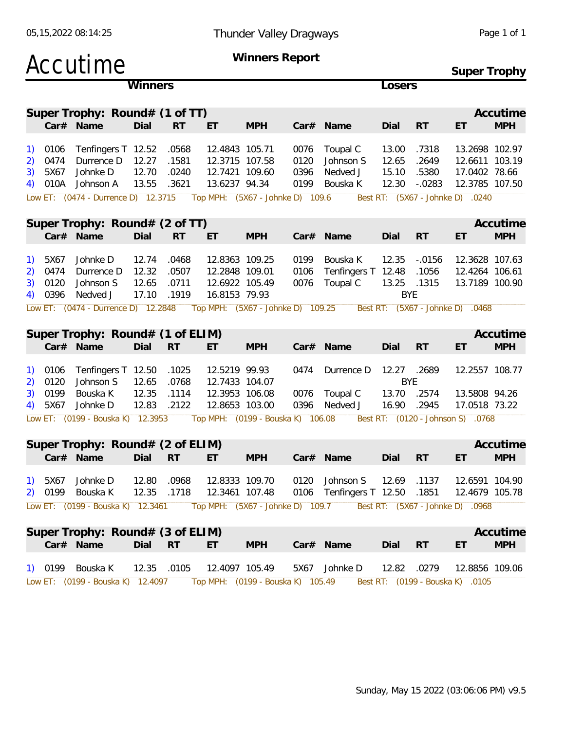Thunder Valley Dragways

# Accutime

**Winners Report**

**Super Trophy**

## Super Trophy: Round# (1 of TT)

| | Car# | Name | Dial | RT | ET | MPH | Car# | Name | Dial | RT | ET | MPH |
|---|---|---|---|---|---|---|---|---|---|---|---|---|
| 1) | 0106 | Tenfingers T | 12.52 | .0568 | 12.4843 | 105.71 | 0076 | Toupal C | 13.00 | .7318 | 13.2698 | 102.97 |
| 2) | 0474 | Durrence D | 12.27 | .1581 | 12.3715 | 107.58 | 0120 | Johnson S | 12.65 | .2649 | 12.6611 | 103.19 |
| 3) | 5X67 | Johnke D | 12.70 | .0240 | 12.7421 | 109.60 | 0396 | Nedved J | 15.10 | .5380 | 17.0402 | 78.66 |
| 4) | 010A | Johnson A | 13.55 | .3621 | 13.6237 | 94.34 | 0199 | Bouska K | 12.30 | -.0283 | 12.3785 | 107.50 |

Low ET: (0474 - Durrence D) 12.3715 Top MPH: (5X67 - Johnke D) 109.6 Best RT: (5X67 - Johnke D) .0240

## Super Trophy: Round# (2 of TT)

| | Car# | Name | Dial | RT | ET | MPH | Car# | Name | Dial | RT | ET | MPH |
|---|---|---|---|---|---|---|---|---|---|---|---|---|
| 1) | 5X67 | Johnke D | 12.74 | .0468 | 12.8363 | 109.25 | 0199 | Bouska K | 12.35 | -.0156 | 12.3628 | 107.63 |
| 2) | 0474 | Durrence D | 12.32 | .0507 | 12.2848 | 109.01 | 0106 | Tenfingers T | 12.48 | .1056 | 12.4264 | 106.61 |
| 3) | 0120 | Johnson S | 12.65 | .0711 | 12.6922 | 105.49 | 0076 | Toupal C | 13.25 | .1315 | 13.7189 | 100.90 |
| 4) | 0396 | Nedved J | 17.10 | .1919 | 16.8153 | 79.93 | | | BYE | | | |

Low ET: (0474 - Durrence D) 12.2848 Top MPH: (5X67 - Johnke D) 109.25 Best RT: (5X67 - Johnke D) .0468

## Super Trophy: Round# (1 of ELIM)

| | Car# | Name | Dial | RT | ET | MPH | Car# | Name | Dial | RT | ET | MPH |
|---|---|---|---|---|---|---|---|---|---|---|---|---|
| 1) | 0106 | Tenfingers T | 12.50 | .1025 | 12.5219 | 99.93 | 0474 | Durrence D | 12.27 | .2689 | 12.2557 | 108.77 |
| 2) | 0120 | Johnson S | 12.65 | .0768 | 12.7433 | 104.07 | | | BYE | | | |
| 3) | 0199 | Bouska K | 12.35 | .1114 | 12.3953 | 106.08 | 0076 | Toupal C | 13.70 | .2574 | 13.5808 | 94.26 |
| 4) | 5X67 | Johnke D | 12.83 | .2122 | 12.8653 | 103.00 | 0396 | Nedved J | 16.90 | .2945 | 17.0518 | 73.22 |

Low ET: (0199 - Bouska K) 12.3953 Top MPH: (0199 - Bouska K) 106.08 Best RT: (0120 - Johnson S) .0768

## Super Trophy: Round# (2 of ELIM)

| | Car# | Name | Dial | RT | ET | MPH | Car# | Name | Dial | RT | ET | MPH |
|---|---|---|---|---|---|---|---|---|---|---|---|---|
| 1) | 5X67 | Johnke D | 12.80 | .0968 | 12.8333 | 109.70 | 0120 | Johnson S | 12.69 | .1137 | 12.6591 | 104.90 |
| 2) | 0199 | Bouska K | 12.35 | .1718 | 12.3461 | 107.48 | 0106 | Tenfingers T | 12.50 | .1851 | 12.4679 | 105.78 |

Low ET: (0199 - Bouska K) 12.3461 Top MPH: (5X67 - Johnke D) 109.7 Best RT: (5X67 - Johnke D) .0968

## Super Trophy: Round# (3 of ELIM)

| | Car# | Name | Dial | RT | ET | MPH | Car# | Name | Dial | RT | ET | MPH |
|---|---|---|---|---|---|---|---|---|---|---|---|---|
| 1) | 0199 | Bouska K | 12.35 | .0105 | 12.4097 | 105.49 | 5X67 | Johnke D | 12.82 | .0279 | 12.8856 | 109.06 |

Low ET: (0199 - Bouska K) 12.4097 Top MPH: (0199 - Bouska K) 105.49 Best RT: (0199 - Bouska K) .0105